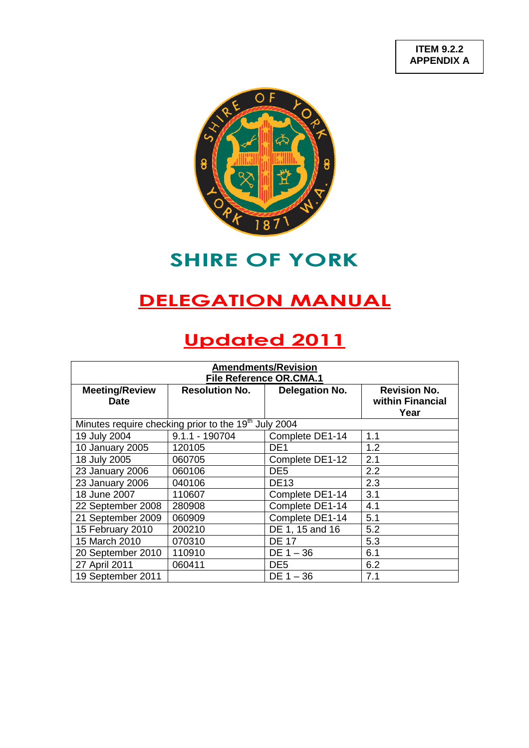**ITEM 9.2.2**
**APPENDIX A**

# SHIRE OF YORK

# DELEGATION MANUAL

# Updated 2011

| **Amendments/Revision File Reference OR.CMA.1** | | | |
|---|---|---|---|
| **Meeting/Review Date** | **Resolution No.** | **Delegation No.** | **Revision No. within Financial Year** |
| Minutes require checking prior to the 19th July 2004 | | | |
| 19 July 2004 | 9.1.1 - 190704 | Complete DE1-14 | 1.1 |
| 10 January 2005 | 120105 | DE1 | 1.2 |
| 18 July 2005 | 060705 | Complete DE1-12 | 2.1 |
| 23 January 2006 | 060106 | DE5 | 2.2 |
| 23 January 2006 | 040106 | DE13 | 2.3 |
| 18 June 2007 | 110607 | Complete DE1-14 | 3.1 |
| 22 September 2008 | 280908 | Complete DE1-14 | 4.1 |
| 21 September 2009 | 060909 | Complete DE1-14 | 5.1 |
| 15 February 2010 | 200210 | DE 1, 15 and 16 | 5.2 |
| 15 March 2010 | 070310 | DE 17 | 5.3 |
| 20 September 2010 | 110910 | DE 1 – 36 | 6.1 |
| 27 April 2011 | 060411 | DE5 | 6.2 |
| 19 September 2011 | | DE 1 – 36 | 7.1 |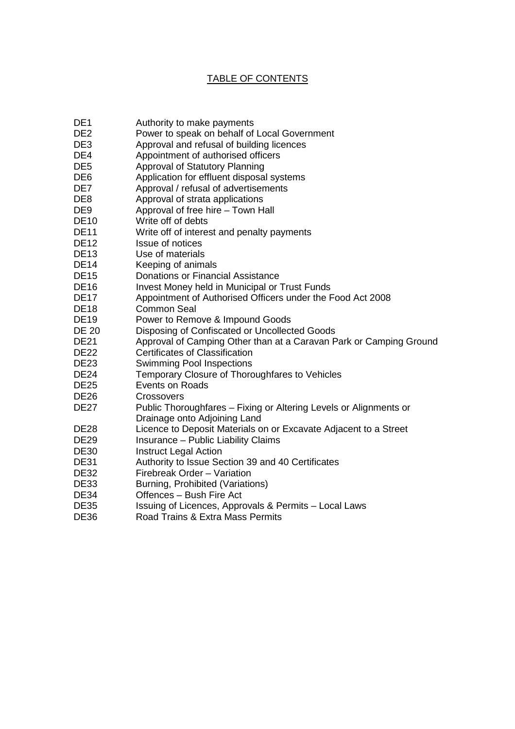# TABLE OF CONTENTS

| | |
|---|---|
| DE1 | Authority to make payments |
| DE2 | Power to speak on behalf of Local Government |
| DE3 | Approval and refusal of building licences |
| DE4 | Appointment of authorised officers |
| DE5 | Approval of Statutory Planning |
| DE6 | Application for effluent disposal systems |
| DE7 | Approval / refusal of advertisements |
| DE8 | Approval of strata applications |
| DE9 | Approval of free hire – Town Hall |
| DE10 | Write off of debts |
| DE11 | Write off of interest and penalty payments |
| DE12 | Issue of notices |
| DE13 | Use of materials |
| DE14 | Keeping of animals |
| DE15 | Donations or Financial Assistance |
| DE16 | Invest Money held in Municipal or Trust Funds |
| DE17 | Appointment of Authorised Officers under the Food Act 2008 |
| DE18 | Common Seal |
| DE19 | Power to Remove & Impound Goods |
| DE 20 | Disposing of Confiscated or Uncollected Goods |
| DE21 | Approval of Camping Other than at a Caravan Park or Camping Ground |
| DE22 | Certificates of Classification |
| DE23 | Swimming Pool Inspections |
| DE24 | Temporary Closure of Thoroughfares to Vehicles |
| DE25 | Events on Roads |
| DE26 | Crossovers |
| DE27 | Public Thoroughfares – Fixing or Altering Levels or Alignments or Drainage onto Adjoining Land |
| DE28 | Licence to Deposit Materials on or Excavate Adjacent to a Street |
| DE29 | Insurance – Public Liability Claims |
| DE30 | Instruct Legal Action |
| DE31 | Authority to Issue Section 39 and 40 Certificates |
| DE32 | Firebreak Order – Variation |
| DE33 | Burning, Prohibited (Variations) |
| DE34 | Offences – Bush Fire Act |
| DE35 | Issuing of Licences, Approvals & Permits – Local Laws |
| DE36 | Road Trains & Extra Mass Permits |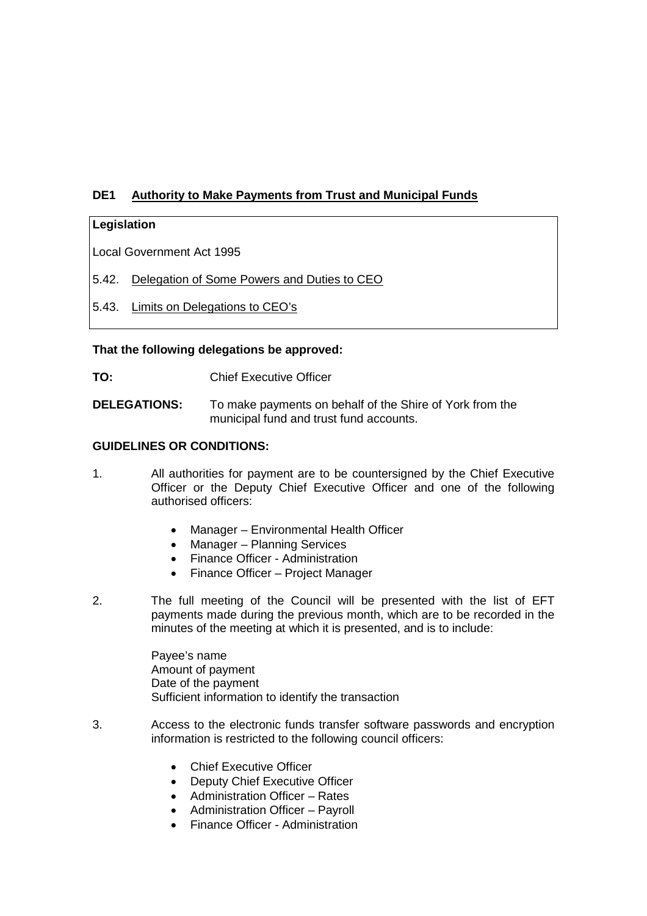## DE1 Authority to Make Payments from Trust and Municipal Funds

**Legislation**

Local Government Act 1995

5.42. Delegation of Some Powers and Duties to CEO

5.43. Limits on Delegations to CEO's

**That the following delegations be approved:**

**TO:** Chief Executive Officer

**DELEGATIONS:** To make payments on behalf of the Shire of York from the municipal fund and trust fund accounts.

**GUIDELINES OR CONDITIONS:**

1. All authorities for payment are to be countersigned by the Chief Executive Officer or the Deputy Chief Executive Officer and one of the following authorised officers:

   - Manager – Environmental Health Officer
   - Manager – Planning Services
   - Finance Officer - Administration
   - Finance Officer – Project Manager

2. The full meeting of the Council will be presented with the list of EFT payments made during the previous month, which are to be recorded in the minutes of the meeting at which it is presented, and is to include:

   Payee's name
   Amount of payment
   Date of the payment
   Sufficient information to identify the transaction

3. Access to the electronic funds transfer software passwords and encryption information is restricted to the following council officers:

   - Chief Executive Officer
   - Deputy Chief Executive Officer
   - Administration Officer – Rates
   - Administration Officer – Payroll
   - Finance Officer - Administration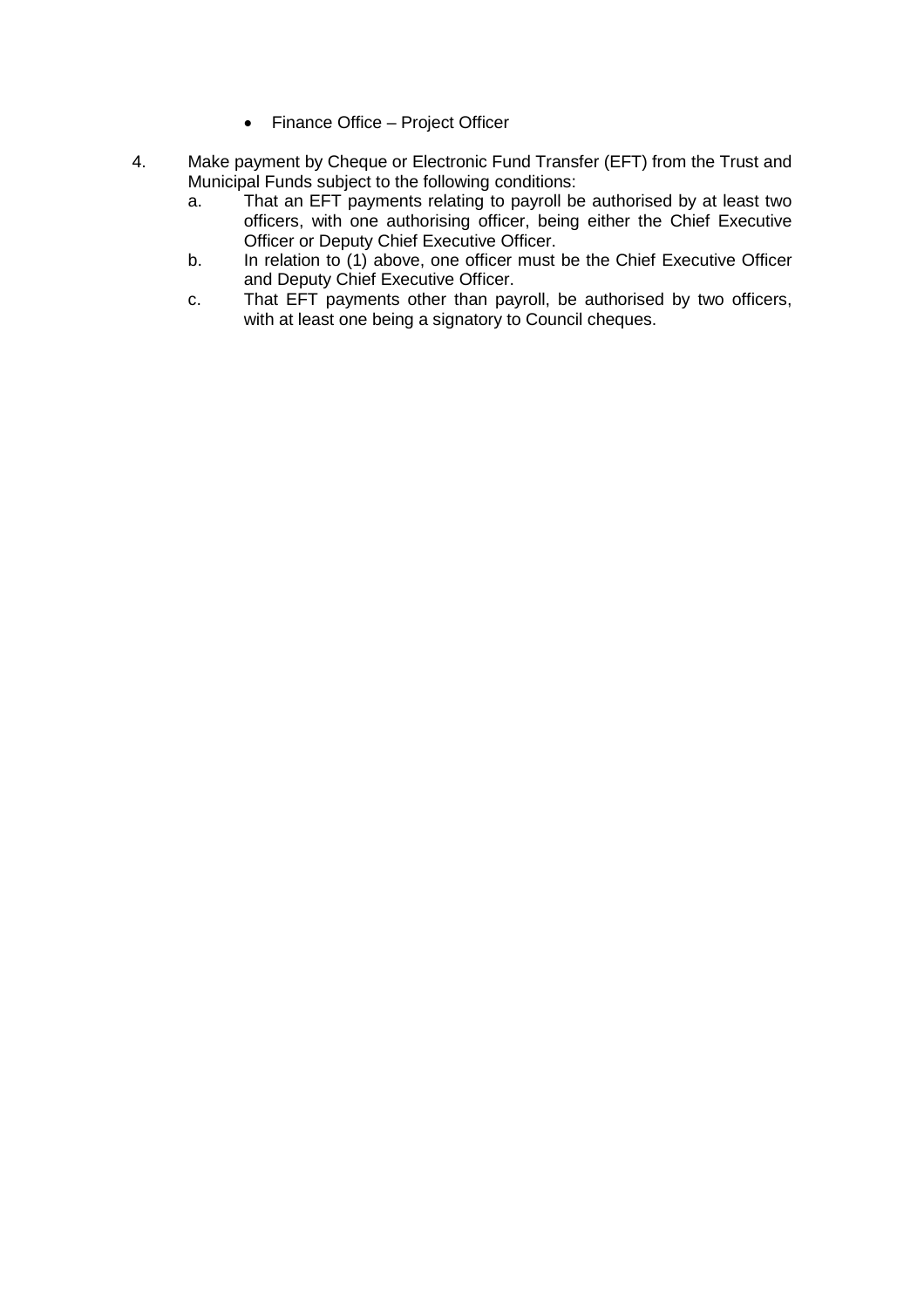- Finance Office – Project Officer

4. Make payment by Cheque or Electronic Fund Transfer (EFT) from the Trust and Municipal Funds subject to the following conditions:
   a. That an EFT payments relating to payroll be authorised by at least two officers, with one authorising officer, being either the Chief Executive Officer or Deputy Chief Executive Officer.
   b. In relation to (1) above, one officer must be the Chief Executive Officer and Deputy Chief Executive Officer.
   c. That EFT payments other than payroll, be authorised by two officers, with at least one being a signatory to Council cheques.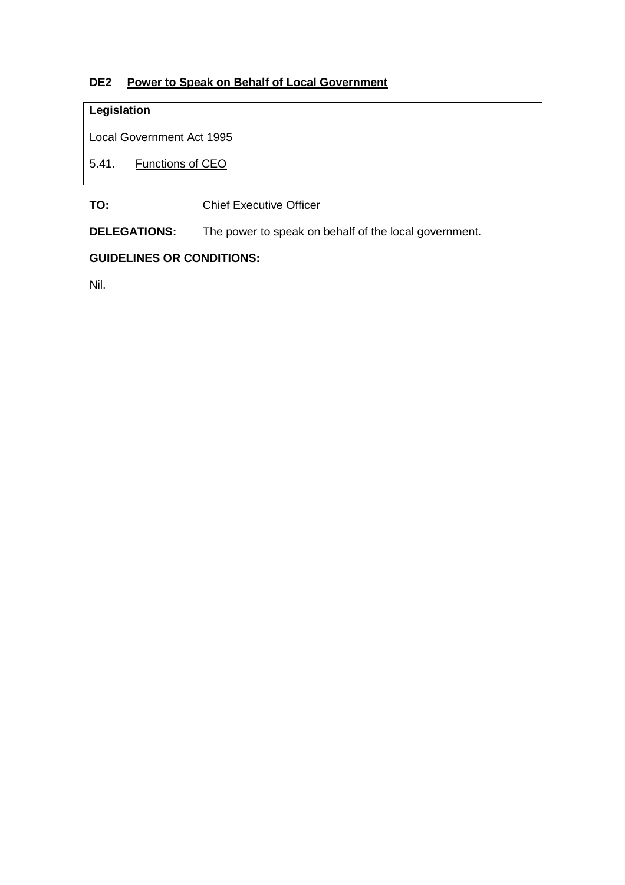## DE2 Power to Speak on Behalf of Local Government

| **Legislation** |
| --- |
| Local Government Act 1995 |
| 5.41. Functions of CEO |

**TO:** Chief Executive Officer

**DELEGATIONS:** The power to speak on behalf of the local government.

**GUIDELINES OR CONDITIONS:**

Nil.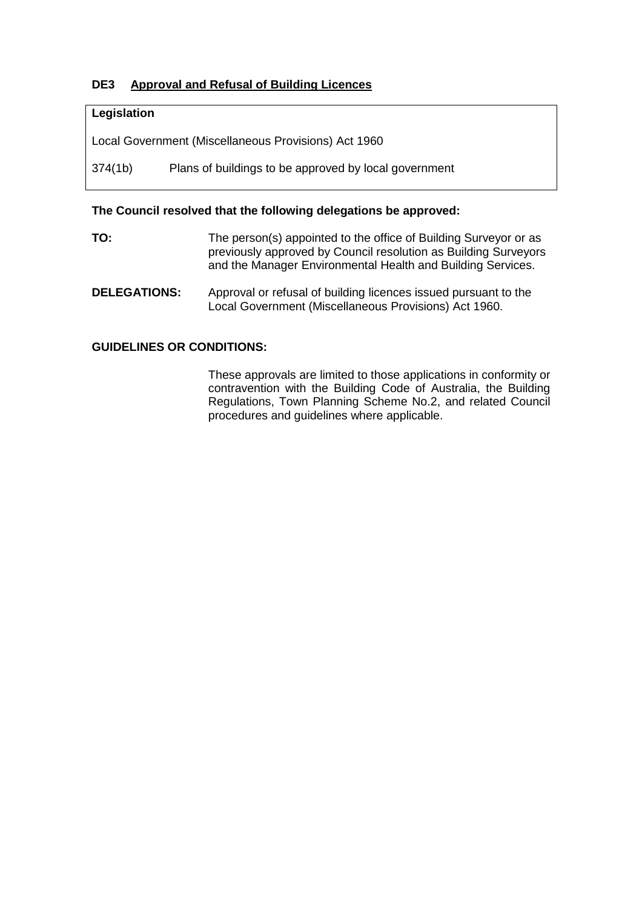### DE3 Approval and Refusal of Building Licences

| **Legislation** | |
|---|---|
| Local Government (Miscellaneous Provisions) Act 1960 | |
| 374(1b) | Plans of buildings to be approved by local government |

**The Council resolved that the following delegations be approved:**

**TO:** The person(s) appointed to the office of Building Surveyor or as previously approved by Council resolution as Building Surveyors and the Manager Environmental Health and Building Services.

**DELEGATIONS:** Approval or refusal of building licences issued pursuant to the Local Government (Miscellaneous Provisions) Act 1960.

**GUIDELINES OR CONDITIONS:**

These approvals are limited to those applications in conformity or contravention with the Building Code of Australia, the Building Regulations, Town Planning Scheme No.2, and related Council procedures and guidelines where applicable.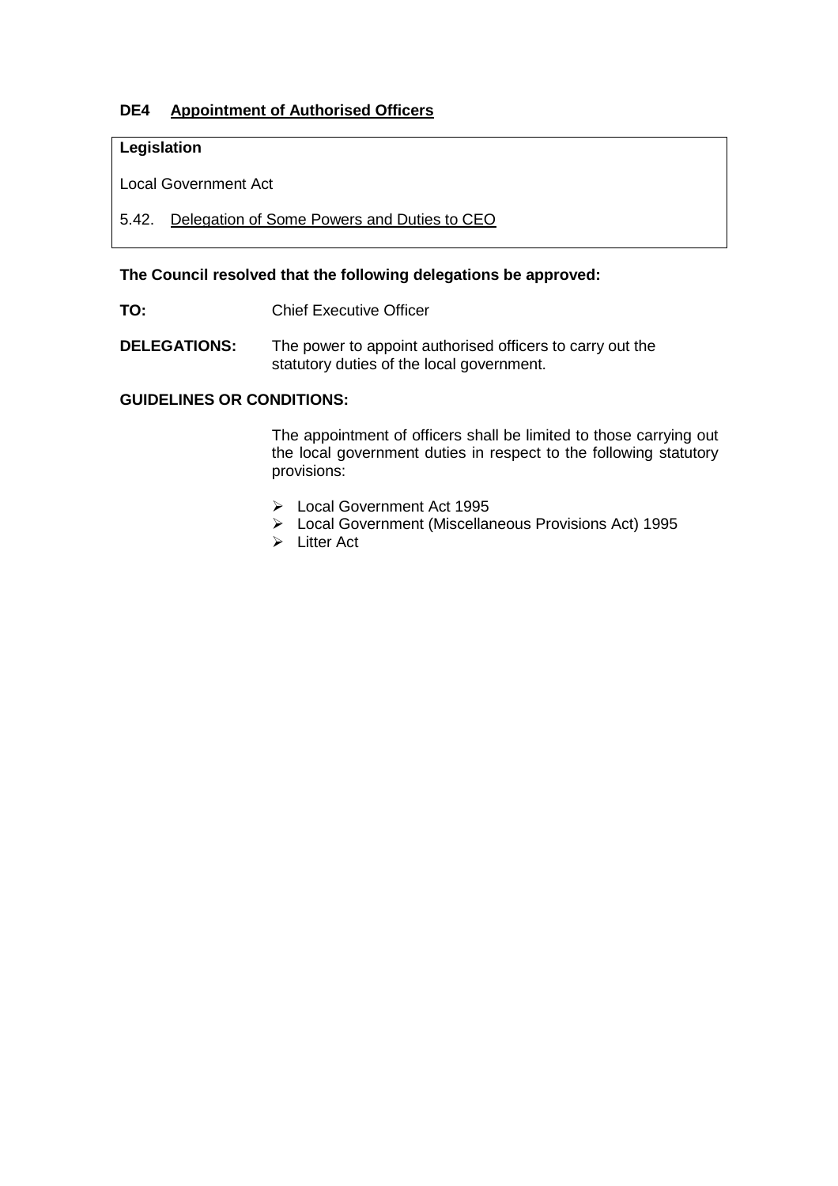## DE4 Appointment of Authorised Officers

**Legislation**

Local Government Act

5.42. Delegation of Some Powers and Duties to CEO

**The Council resolved that the following delegations be approved:**

**TO:** Chief Executive Officer

**DELEGATIONS:** The power to appoint authorised officers to carry out the statutory duties of the local government.

**GUIDELINES OR CONDITIONS:**

The appointment of officers shall be limited to those carrying out the local government duties in respect to the following statutory provisions:

- Local Government Act 1995
- Local Government (Miscellaneous Provisions Act) 1995
- Litter Act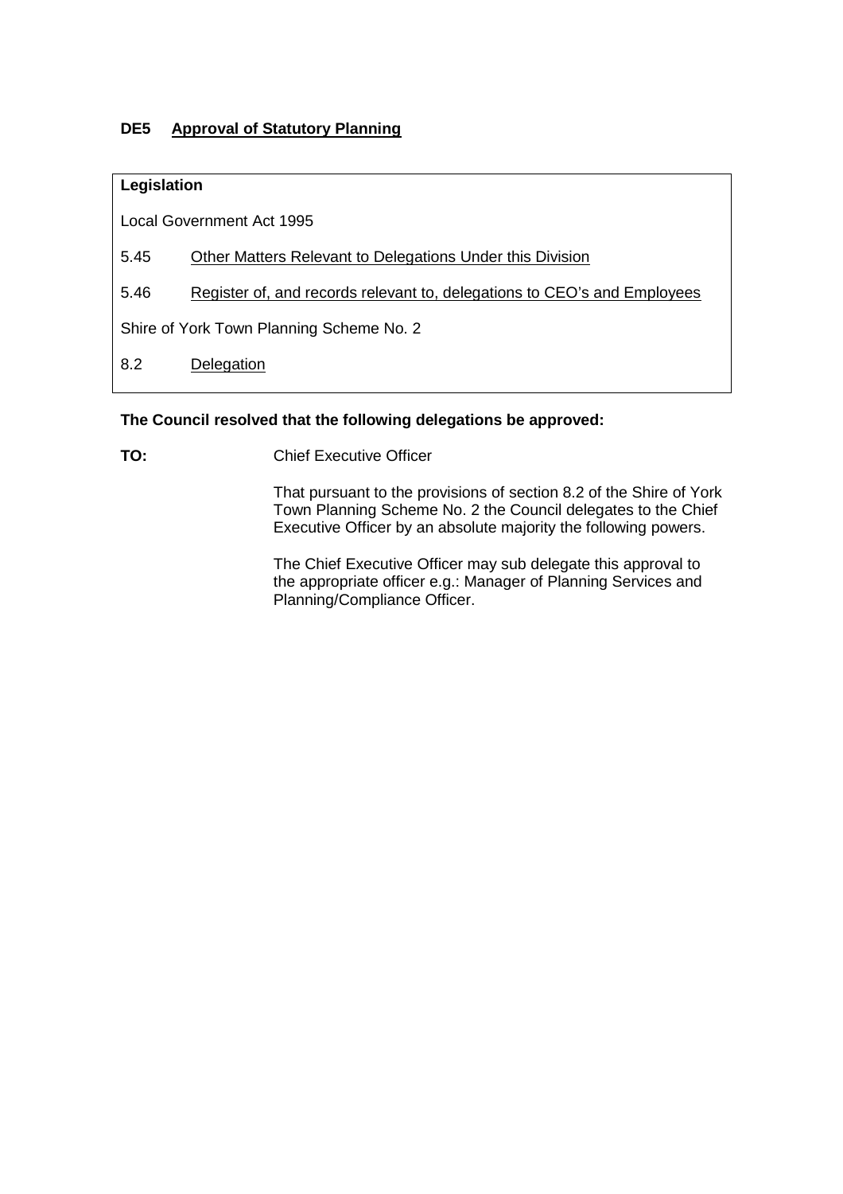## DE5 Approval of Statutory Planning

| **Legislation** | |
|---|---|
| Local Government Act 1995 | |
| 5.45 | Other Matters Relevant to Delegations Under this Division |
| 5.46 | Register of, and records relevant to, delegations to CEO's and Employees |
| Shire of York Town Planning Scheme No. 2 | |
| 8.2 | Delegation |

**The Council resolved that the following delegations be approved:**

**TO:** Chief Executive Officer

That pursuant to the provisions of section 8.2 of the Shire of York Town Planning Scheme No. 2 the Council delegates to the Chief Executive Officer by an absolute majority the following powers.

The Chief Executive Officer may sub delegate this approval to the appropriate officer e.g.: Manager of Planning Services and Planning/Compliance Officer.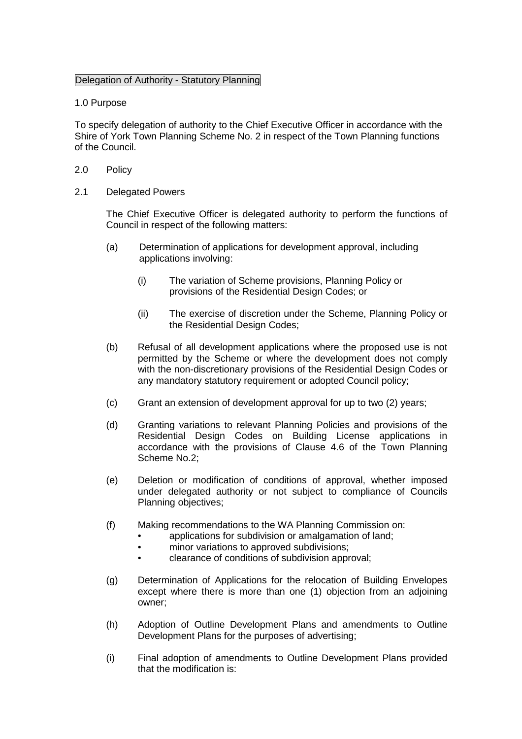## Delegation of Authority - Statutory Planning

1.0 Purpose

To specify delegation of authority to the Chief Executive Officer in accordance with the Shire of York Town Planning Scheme No. 2 in respect of the Town Planning functions of the Council.

2.0 Policy

2.1 Delegated Powers

The Chief Executive Officer is delegated authority to perform the functions of Council in respect of the following matters:

(a) Determination of applications for development approval, including applications involving:

(i) The variation of Scheme provisions, Planning Policy or provisions of the Residential Design Codes; or

(ii) The exercise of discretion under the Scheme, Planning Policy or the Residential Design Codes;

(b) Refusal of all development applications where the proposed use is not permitted by the Scheme or where the development does not comply with the non-discretionary provisions of the Residential Design Codes or any mandatory statutory requirement or adopted Council policy;

(c) Grant an extension of development approval for up to two (2) years;

(d) Granting variations to relevant Planning Policies and provisions of the Residential Design Codes on Building License applications in accordance with the provisions of Clause 4.6 of the Town Planning Scheme No.2;

(e) Deletion or modification of conditions of approval, whether imposed under delegated authority or not subject to compliance of Councils Planning objectives;

(f) Making recommendations to the WA Planning Commission on:

- applications for subdivision or amalgamation of land;
- minor variations to approved subdivisions;
- clearance of conditions of subdivision approval;

(g) Determination of Applications for the relocation of Building Envelopes except where there is more than one (1) objection from an adjoining owner;

(h) Adoption of Outline Development Plans and amendments to Outline Development Plans for the purposes of advertising;

(i) Final adoption of amendments to Outline Development Plans provided that the modification is: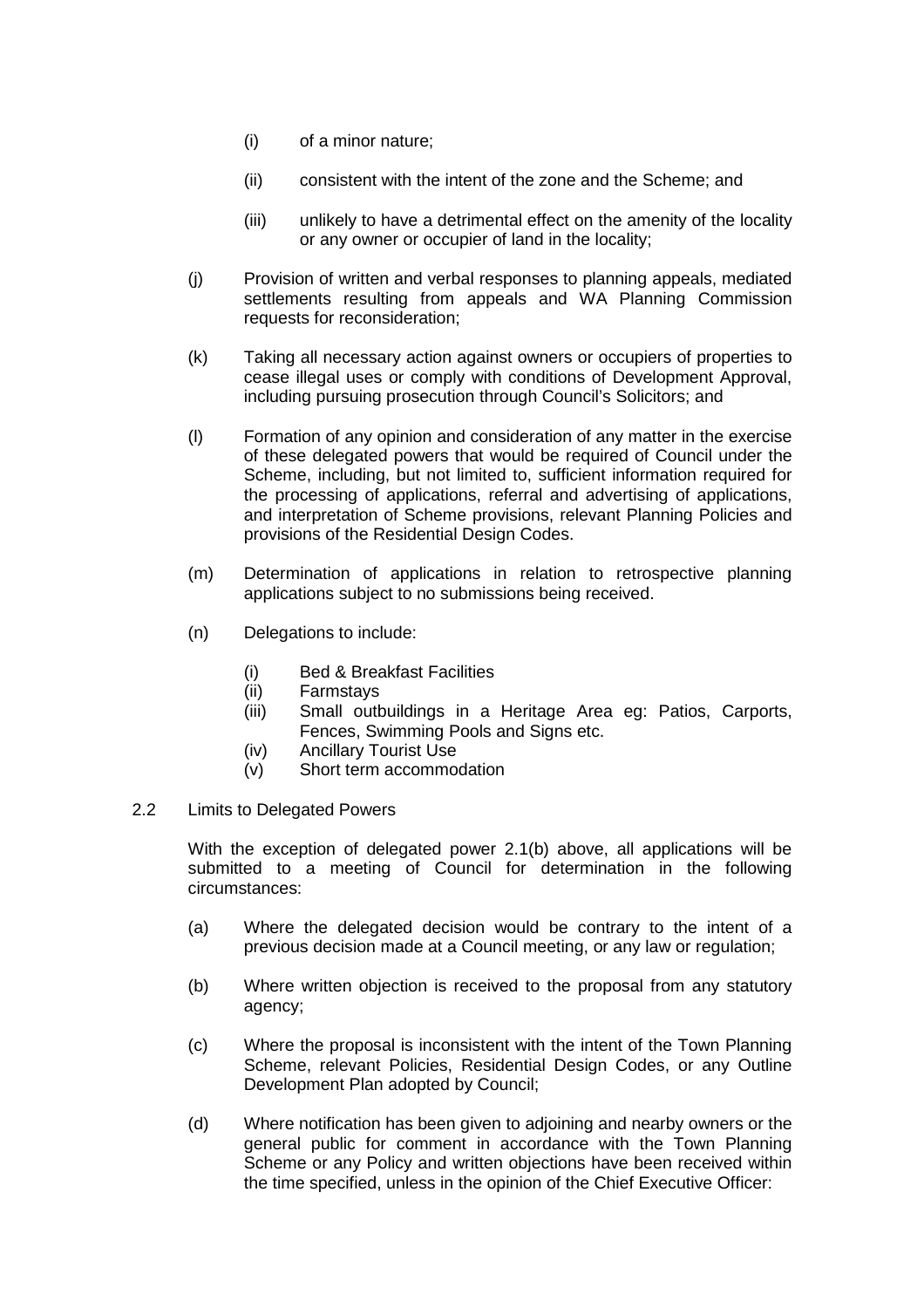(i) of a minor nature;

(ii) consistent with the intent of the zone and the Scheme; and

(iii) unlikely to have a detrimental effect on the amenity of the locality or any owner or occupier of land in the locality;

(j) Provision of written and verbal responses to planning appeals, mediated settlements resulting from appeals and WA Planning Commission requests for reconsideration;

(k) Taking all necessary action against owners or occupiers of properties to cease illegal uses or comply with conditions of Development Approval, including pursuing prosecution through Council's Solicitors; and

(l) Formation of any opinion and consideration of any matter in the exercise of these delegated powers that would be required of Council under the Scheme, including, but not limited to, sufficient information required for the processing of applications, referral and advertising of applications, and interpretation of Scheme provisions, relevant Planning Policies and provisions of the Residential Design Codes.

(m) Determination of applications in relation to retrospective planning applications subject to no submissions being received.

(n) Delegations to include:

(i) Bed & Breakfast Facilities
(ii) Farmstays
(iii) Small outbuildings in a Heritage Area eg: Patios, Carports, Fences, Swimming Pools and Signs etc.
(iv) Ancillary Tourist Use
(v) Short term accommodation

2.2 Limits to Delegated Powers

With the exception of delegated power 2.1(b) above, all applications will be submitted to a meeting of Council for determination in the following circumstances:

(a) Where the delegated decision would be contrary to the intent of a previous decision made at a Council meeting, or any law or regulation;

(b) Where written objection is received to the proposal from any statutory agency;

(c) Where the proposal is inconsistent with the intent of the Town Planning Scheme, relevant Policies, Residential Design Codes, or any Outline Development Plan adopted by Council;

(d) Where notification has been given to adjoining and nearby owners or the general public for comment in accordance with the Town Planning Scheme or any Policy and written objections have been received within the time specified, unless in the opinion of the Chief Executive Officer: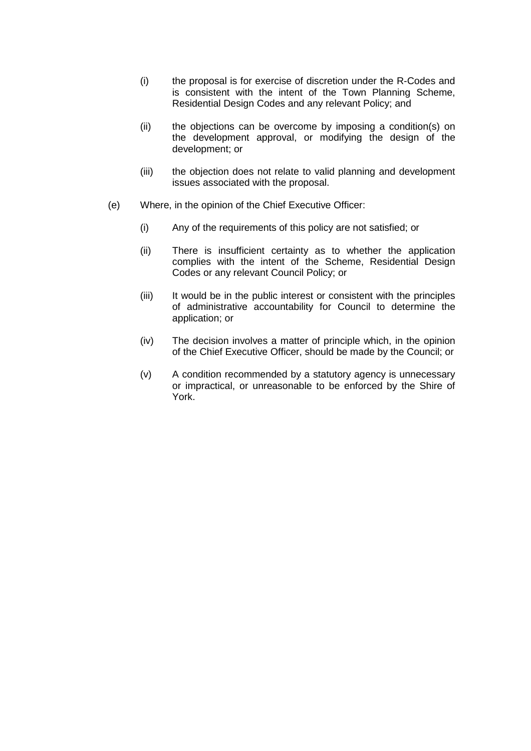(i) the proposal is for exercise of discretion under the R-Codes and is consistent with the intent of the Town Planning Scheme, Residential Design Codes and any relevant Policy; and

(ii) the objections can be overcome by imposing a condition(s) on the development approval, or modifying the design of the development; or

(iii) the objection does not relate to valid planning and development issues associated with the proposal.

(e) Where, in the opinion of the Chief Executive Officer:

(i) Any of the requirements of this policy are not satisfied; or

(ii) There is insufficient certainty as to whether the application complies with the intent of the Scheme, Residential Design Codes or any relevant Council Policy; or

(iii) It would be in the public interest or consistent with the principles of administrative accountability for Council to determine the application; or

(iv) The decision involves a matter of principle which, in the opinion of the Chief Executive Officer, should be made by the Council; or

(v) A condition recommended by a statutory agency is unnecessary or impractical, or unreasonable to be enforced by the Shire of York.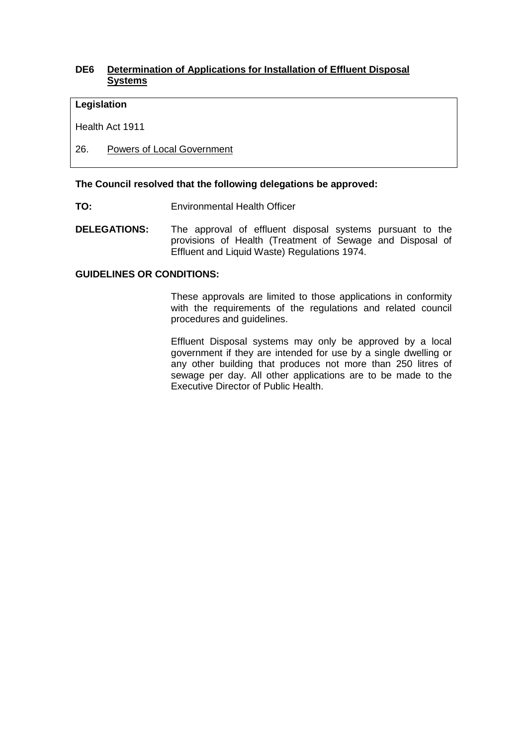## DE6 Determination of Applications for Installation of Effluent Disposal Systems

**Legislation**

Health Act 1911

26. Powers of Local Government

**The Council resolved that the following delegations be approved:**

**TO:** Environmental Health Officer

**DELEGATIONS:** The approval of effluent disposal systems pursuant to the provisions of Health (Treatment of Sewage and Disposal of Effluent and Liquid Waste) Regulations 1974.

**GUIDELINES OR CONDITIONS:**

These approvals are limited to those applications in conformity with the requirements of the regulations and related council procedures and guidelines.

Effluent Disposal systems may only be approved by a local government if they are intended for use by a single dwelling or any other building that produces not more than 250 litres of sewage per day. All other applications are to be made to the Executive Director of Public Health.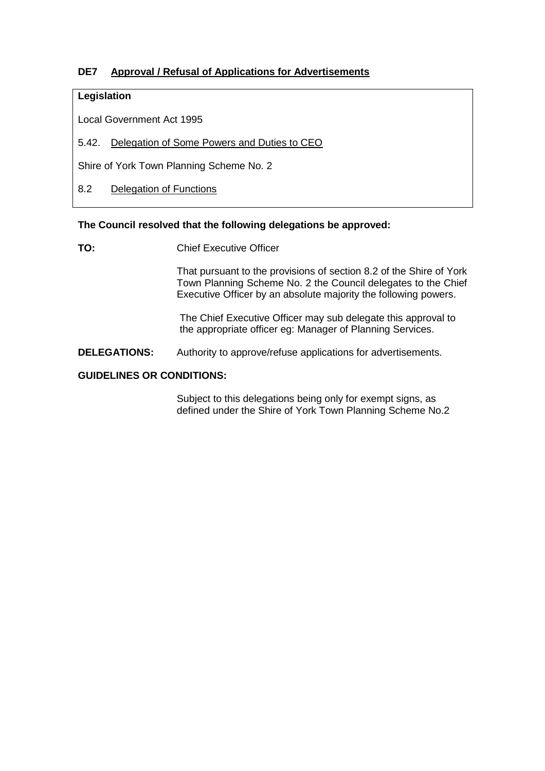## DE7 Approval / Refusal of Applications for Advertisements

**Legislation**

Local Government Act 1995

5.42. Delegation of Some Powers and Duties to CEO

Shire of York Town Planning Scheme No. 2

8.2 Delegation of Functions

**The Council resolved that the following delegations be approved:**

**TO:** Chief Executive Officer

That pursuant to the provisions of section 8.2 of the Shire of York Town Planning Scheme No. 2 the Council delegates to the Chief Executive Officer by an absolute majority the following powers.

The Chief Executive Officer may sub delegate this approval to the appropriate officer eg: Manager of Planning Services.

**DELEGATIONS:** Authority to approve/refuse applications for advertisements.

**GUIDELINES OR CONDITIONS:**

Subject to this delegations being only for exempt signs, as defined under the Shire of York Town Planning Scheme No.2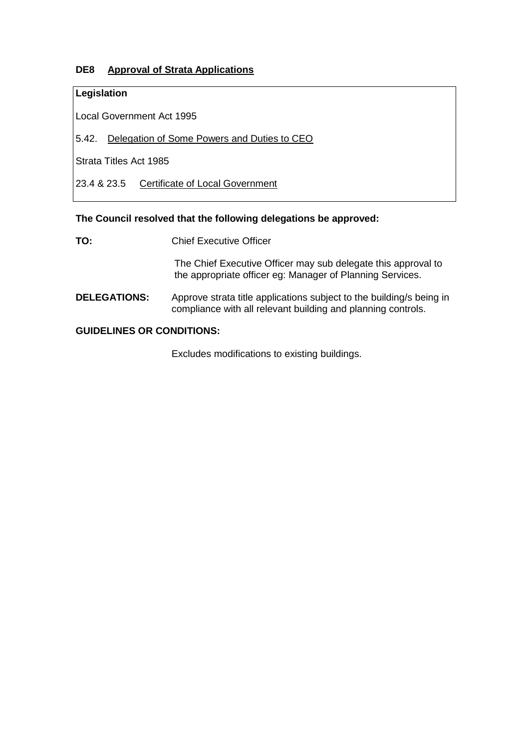## DE8 Approval of Strata Applications

| **Legislation** |
|---|
| Local Government Act 1995 |
| 5.42. Delegation of Some Powers and Duties to CEO |
| Strata Titles Act 1985 |
| 23.4 & 23.5 Certificate of Local Government |

**The Council resolved that the following delegations be approved:**

**TO:** Chief Executive Officer

The Chief Executive Officer may sub delegate this approval to the appropriate officer eg: Manager of Planning Services.

**DELEGATIONS:** Approve strata title applications subject to the building/s being in compliance with all relevant building and planning controls.

**GUIDELINES OR CONDITIONS:**

Excludes modifications to existing buildings.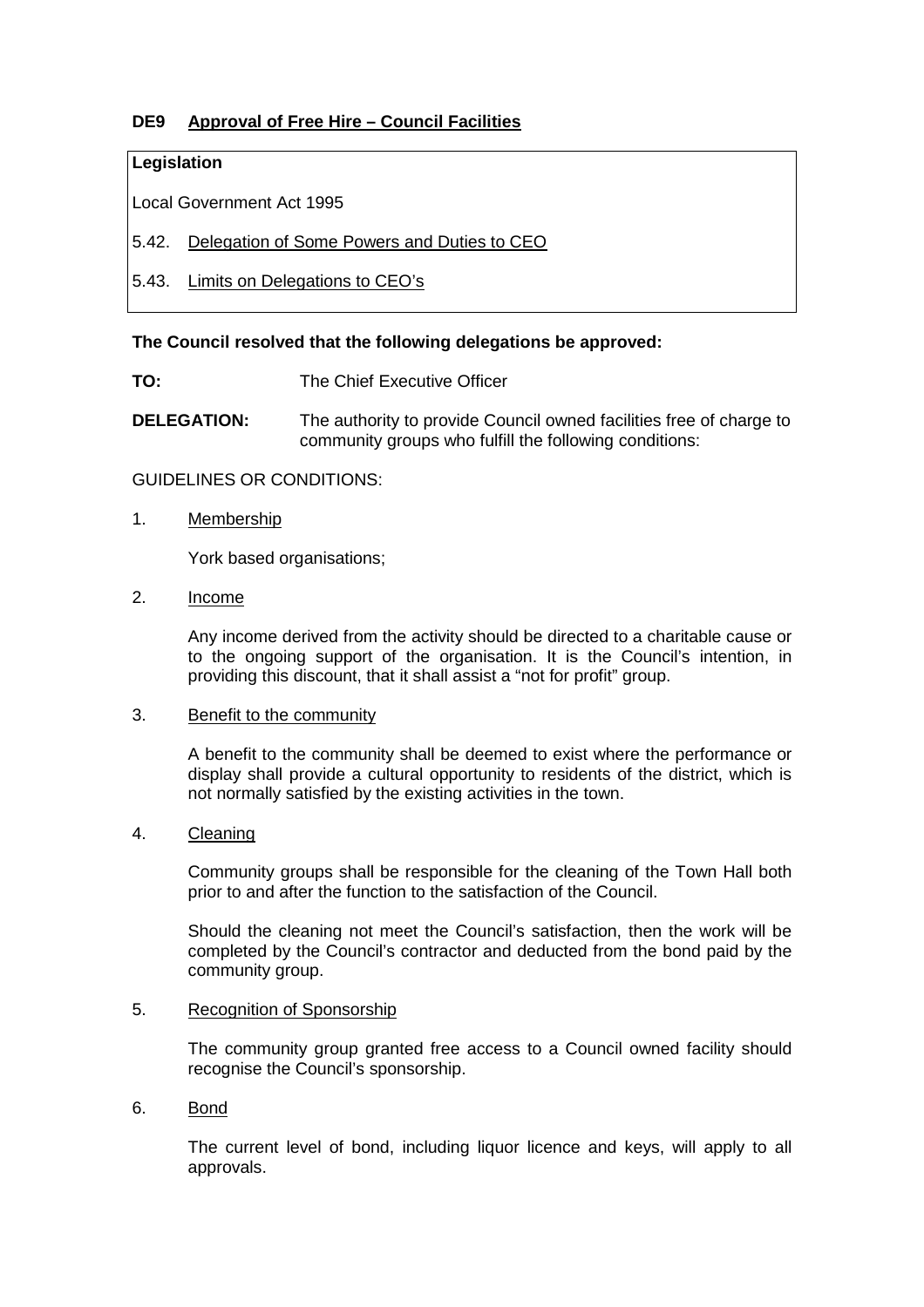## DE9 Approval of Free Hire – Council Facilities

**Legislation**

Local Government Act 1995

5.42. Delegation of Some Powers and Duties to CEO

5.43. Limits on Delegations to CEO's

**The Council resolved that the following delegations be approved:**

**TO:** The Chief Executive Officer

**DELEGATION:** The authority to provide Council owned facilities free of charge to community groups who fulfill the following conditions:

GUIDELINES OR CONDITIONS:

1. Membership

   York based organisations;

2. Income

   Any income derived from the activity should be directed to a charitable cause or to the ongoing support of the organisation. It is the Council's intention, in providing this discount, that it shall assist a "not for profit" group.

3. Benefit to the community

   A benefit to the community shall be deemed to exist where the performance or display shall provide a cultural opportunity to residents of the district, which is not normally satisfied by the existing activities in the town.

4. Cleaning

   Community groups shall be responsible for the cleaning of the Town Hall both prior to and after the function to the satisfaction of the Council.

   Should the cleaning not meet the Council's satisfaction, then the work will be completed by the Council's contractor and deducted from the bond paid by the community group.

5. Recognition of Sponsorship

   The community group granted free access to a Council owned facility should recognise the Council's sponsorship.

6. Bond

   The current level of bond, including liquor licence and keys, will apply to all approvals.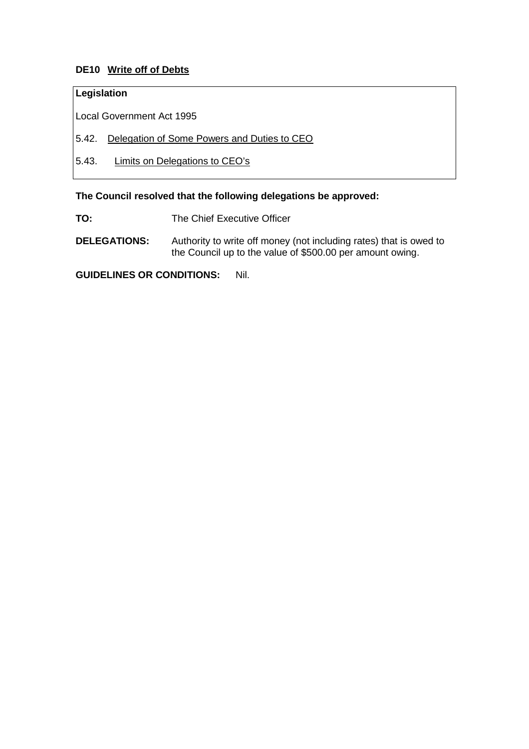### DE10 Write off of Debts

**Legislation**

Local Government Act 1995

5.42. Delegation of Some Powers and Duties to CEO

5.43. Limits on Delegations to CEO's

**The Council resolved that the following delegations be approved:**

**TO:** The Chief Executive Officer

**DELEGATIONS:** Authority to write off money (not including rates) that is owed to the Council up to the value of $500.00 per amount owing.

**GUIDELINES OR CONDITIONS:** Nil.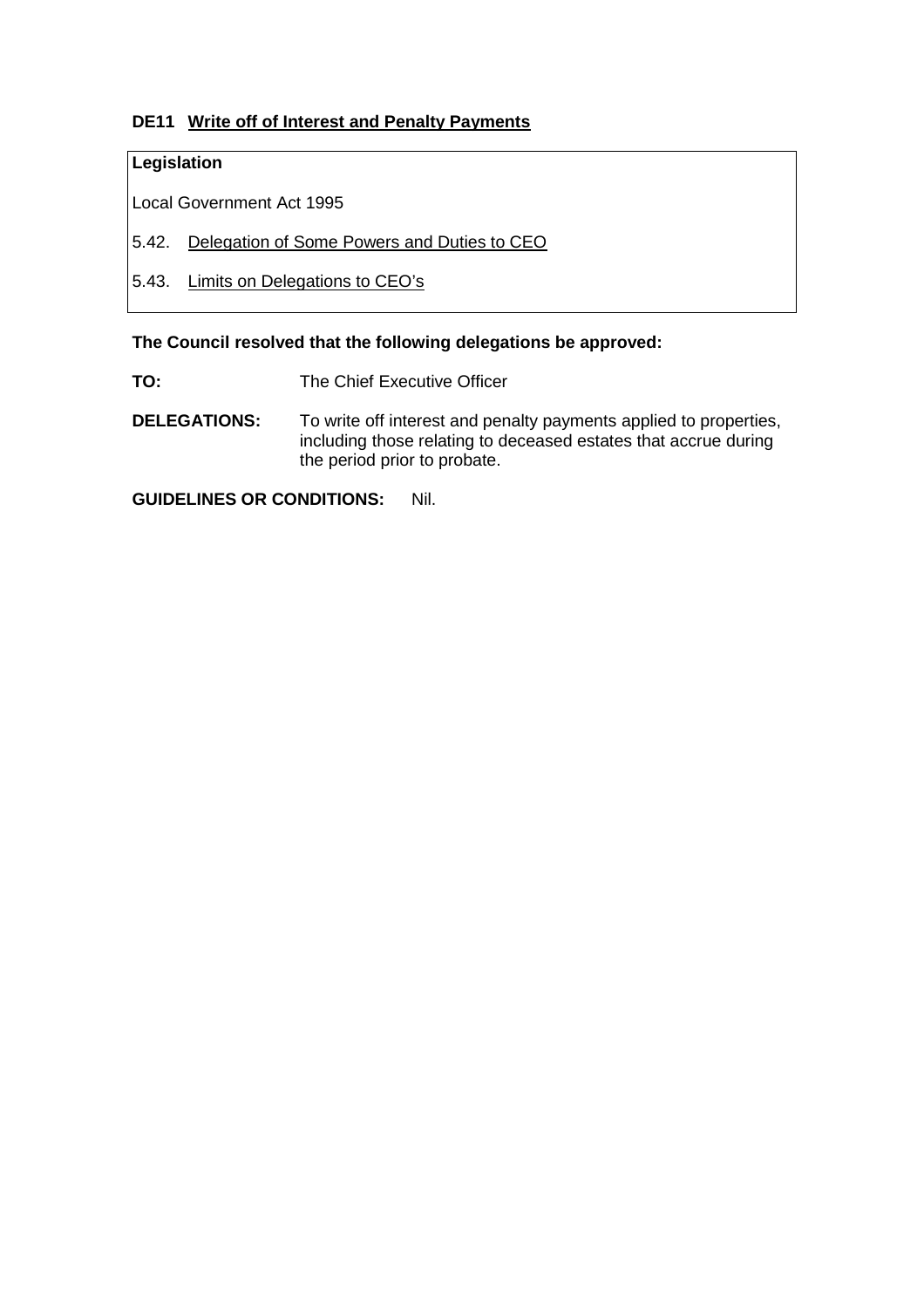## DE11 Write off of Interest and Penalty Payments

**Legislation**

Local Government Act 1995

5.42. Delegation of Some Powers and Duties to CEO

5.43. Limits on Delegations to CEO's

**The Council resolved that the following delegations be approved:**

**TO:** The Chief Executive Officer

**DELEGATIONS:** To write off interest and penalty payments applied to properties, including those relating to deceased estates that accrue during the period prior to probate.

**GUIDELINES OR CONDITIONS:** Nil.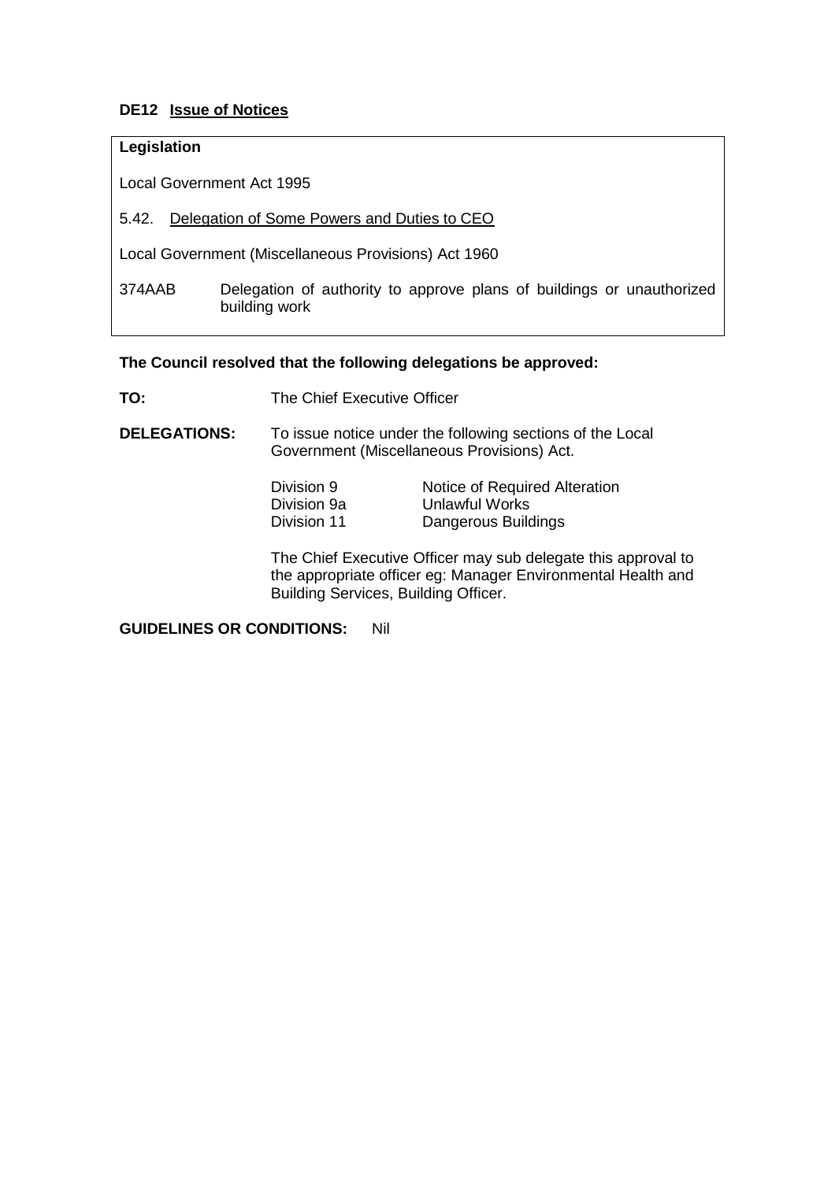### DE12 <u>Issue of Notices</u>

**Legislation**

Local Government Act 1995

5.42. <u>Delegation of Some Powers and Duties to CEO</u>

Local Government (Miscellaneous Provisions) Act 1960

374AAB Delegation of authority to approve plans of buildings or unauthorized building work

**The Council resolved that the following delegations be approved:**

**TO:** The Chief Executive Officer

**DELEGATIONS:** To issue notice under the following sections of the Local Government (Miscellaneous Provisions) Act.

| | |
|---|---|
| Division 9 | Notice of Required Alteration |
| Division 9a | Unlawful Works |
| Division 11 | Dangerous Buildings |

The Chief Executive Officer may sub delegate this approval to the appropriate officer eg: Manager Environmental Health and Building Services, Building Officer.

**GUIDELINES OR CONDITIONS:** Nil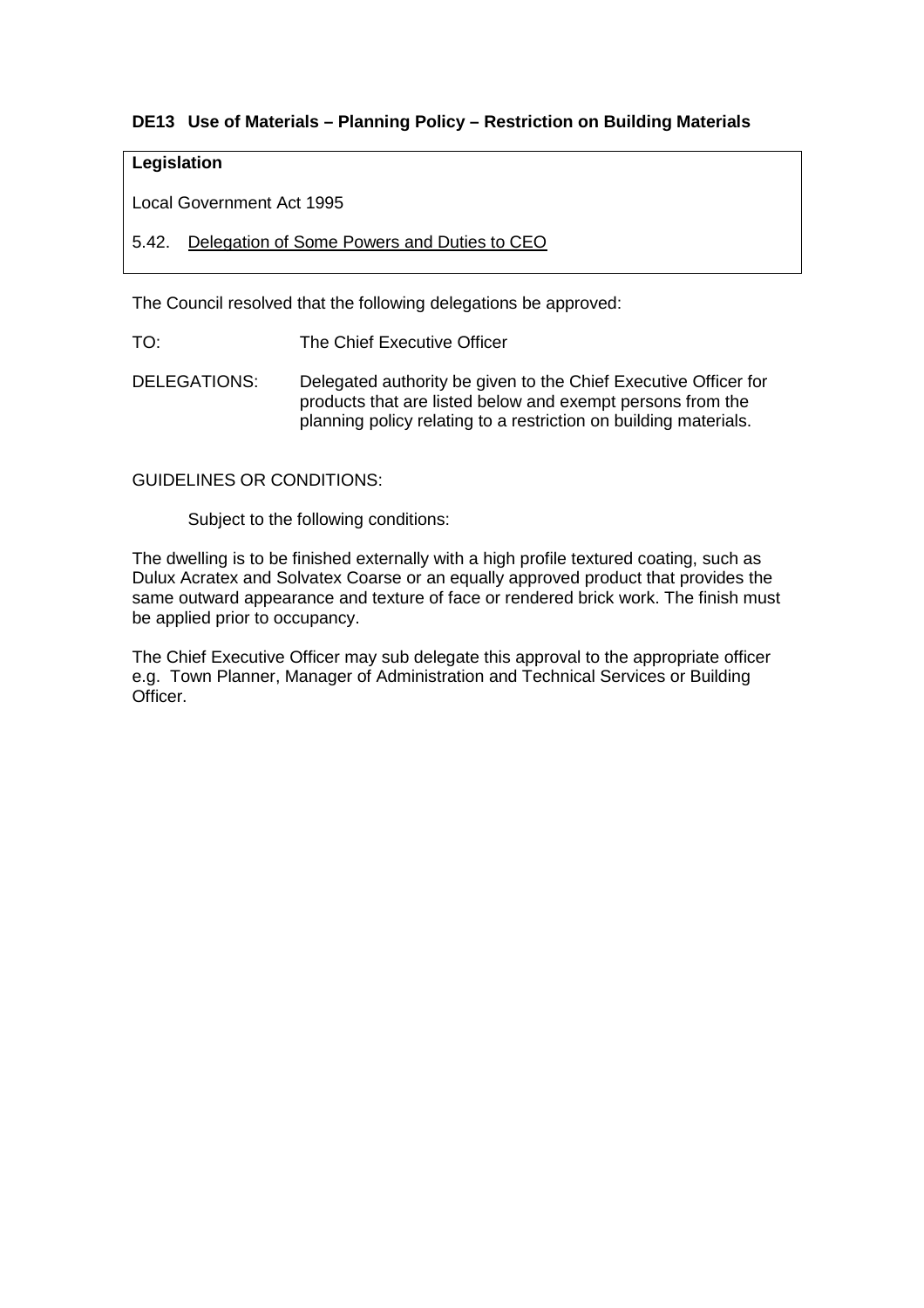### DE13 Use of Materials – Planning Policy – Restriction on Building Materials

| **Legislation** |
| --- |
| Local Government Act 1995<br><br>5.42. Delegation of Some Powers and Duties to CEO |

The Council resolved that the following delegations be approved:

TO: The Chief Executive Officer

DELEGATIONS: Delegated authority be given to the Chief Executive Officer for products that are listed below and exempt persons from the planning policy relating to a restriction on building materials.

GUIDELINES OR CONDITIONS:

Subject to the following conditions:

The dwelling is to be finished externally with a high profile textured coating, such as Dulux Acratex and Solvatex Coarse or an equally approved product that provides the same outward appearance and texture of face or rendered brick work. The finish must be applied prior to occupancy.

The Chief Executive Officer may sub delegate this approval to the appropriate officer e.g. Town Planner, Manager of Administration and Technical Services or Building Officer.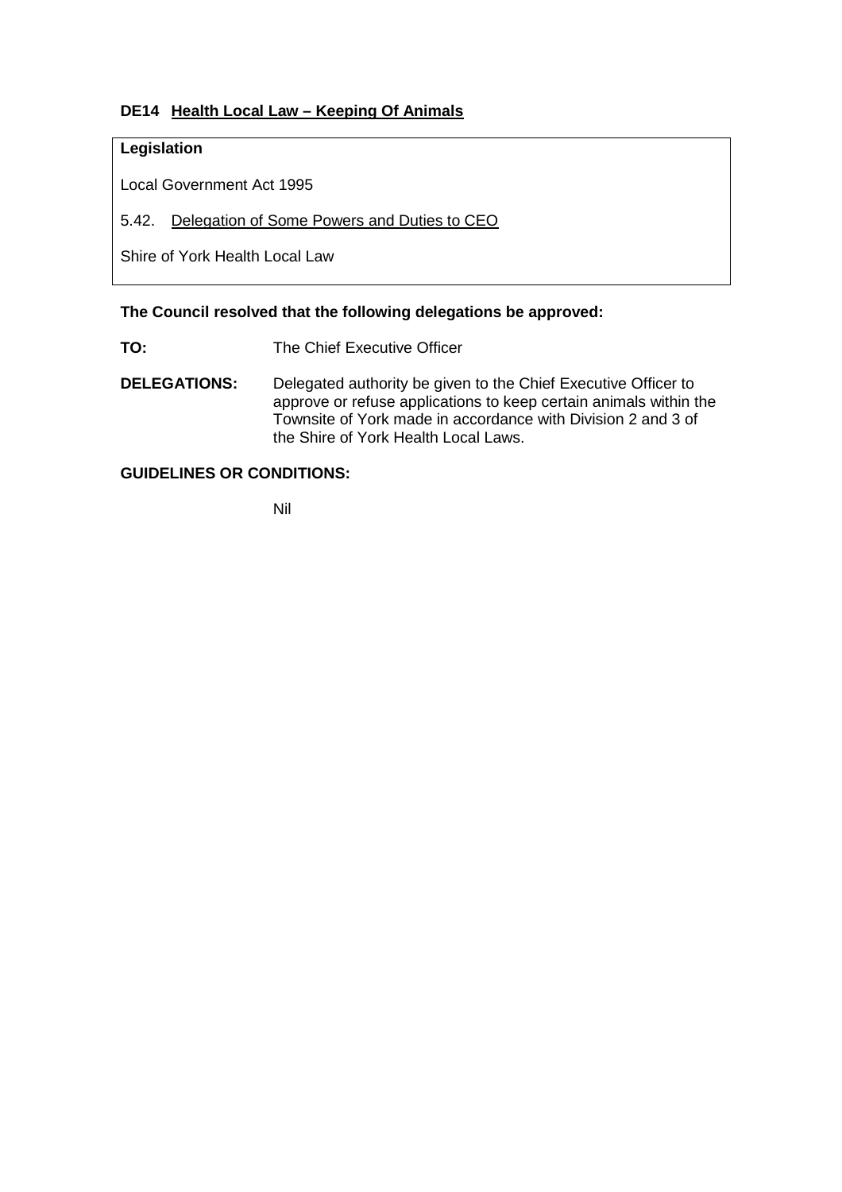## DE14 Health Local Law – Keeping Of Animals

| **Legislation** |
| --- |
| Local Government Act 1995 |
| 5.42. Delegation of Some Powers and Duties to CEO |
| Shire of York Health Local Law |

**The Council resolved that the following delegations be approved:**

**TO:** The Chief Executive Officer

**DELEGATIONS:** Delegated authority be given to the Chief Executive Officer to approve or refuse applications to keep certain animals within the Townsite of York made in accordance with Division 2 and 3 of the Shire of York Health Local Laws.

**GUIDELINES OR CONDITIONS:**

Nil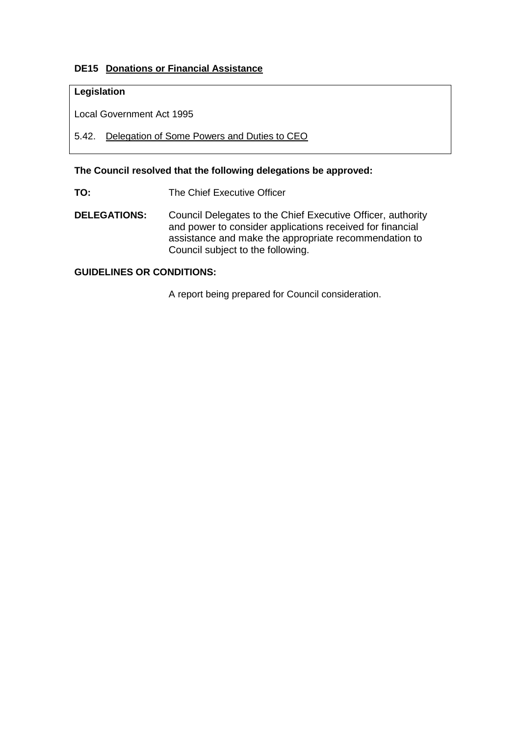## DE15 Donations or Financial Assistance

| **Legislation** |
| --- |
| Local Government Act 1995 |
| 5.42. Delegation of Some Powers and Duties to CEO |

**The Council resolved that the following delegations be approved:**

**TO:** The Chief Executive Officer

**DELEGATIONS:** Council Delegates to the Chief Executive Officer, authority and power to consider applications received for financial assistance and make the appropriate recommendation to Council subject to the following.

**GUIDELINES OR CONDITIONS:**

A report being prepared for Council consideration.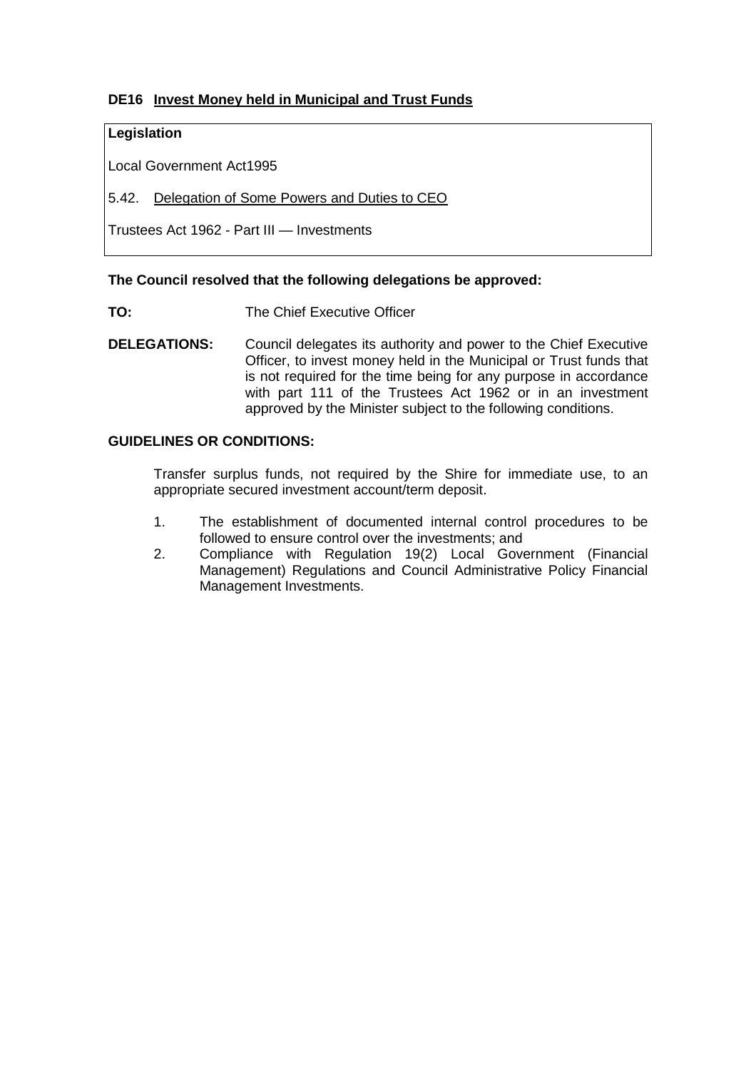### DE16 Invest Money held in Municipal and Trust Funds

**Legislation**

Local Government Act1995

5.42. Delegation of Some Powers and Duties to CEO

Trustees Act 1962 - Part III — Investments

**The Council resolved that the following delegations be approved:**

**TO:** The Chief Executive Officer

**DELEGATIONS:** Council delegates its authority and power to the Chief Executive Officer, to invest money held in the Municipal or Trust funds that is not required for the time being for any purpose in accordance with part 111 of the Trustees Act 1962 or in an investment approved by the Minister subject to the following conditions.

**GUIDELINES OR CONDITIONS:**

Transfer surplus funds, not required by the Shire for immediate use, to an appropriate secured investment account/term deposit.

1. The establishment of documented internal control procedures to be followed to ensure control over the investments; and
2. Compliance with Regulation 19(2) Local Government (Financial Management) Regulations and Council Administrative Policy Financial Management Investments.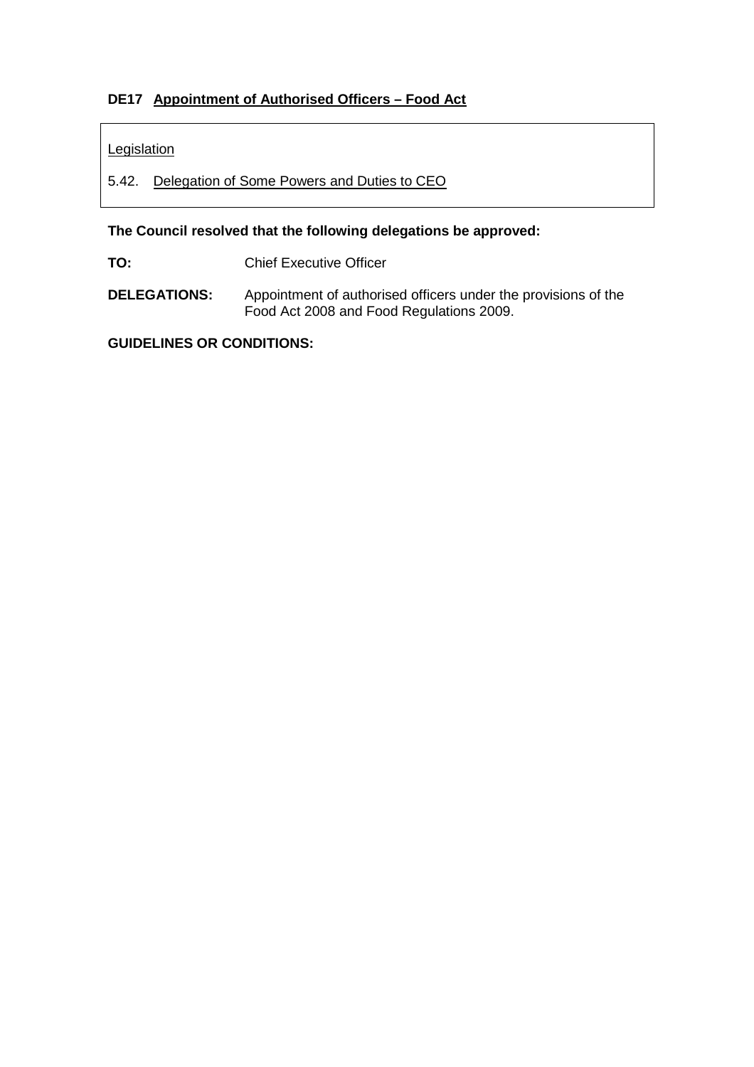### DE17 Appointment of Authorised Officers – Food Act

Legislation

5.42. Delegation of Some Powers and Duties to CEO

**The Council resolved that the following delegations be approved:**

**TO:** Chief Executive Officer

**DELEGATIONS:** Appointment of authorised officers under the provisions of the Food Act 2008 and Food Regulations 2009.

**GUIDELINES OR CONDITIONS:**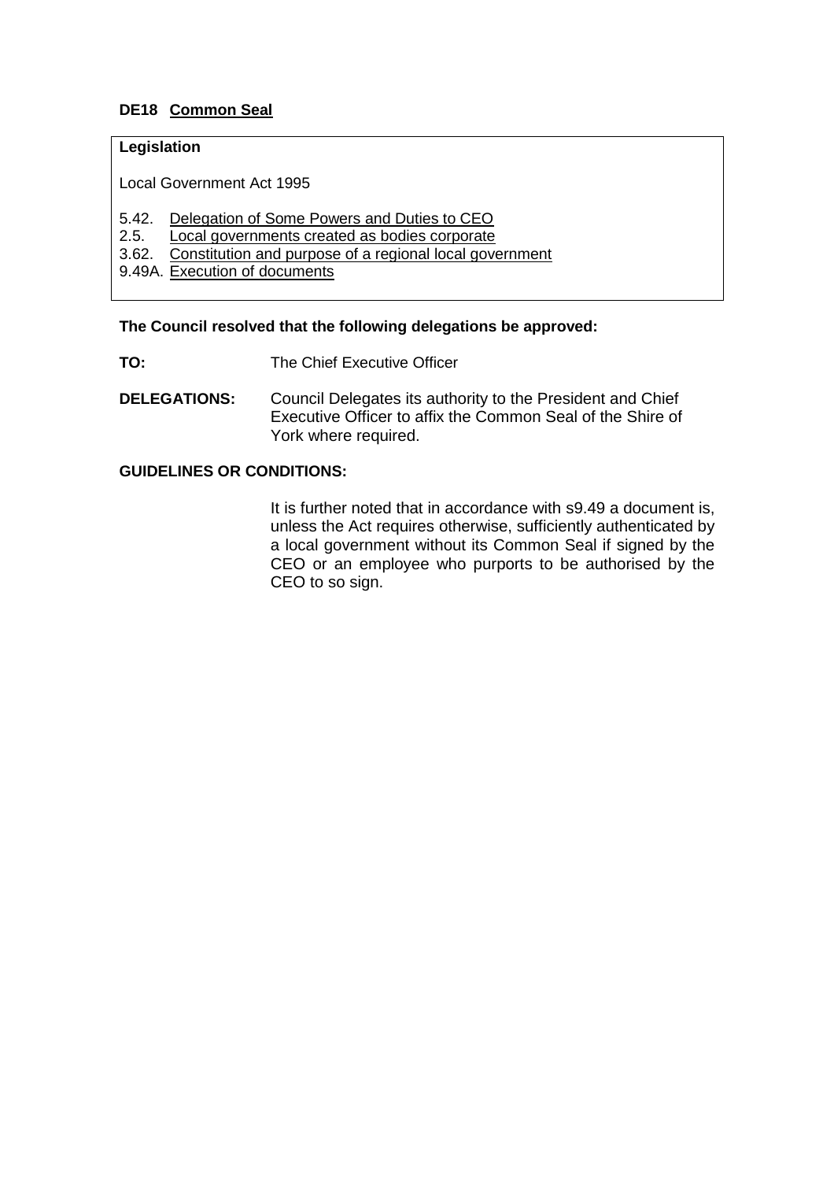**DE18 Common Seal**

**Legislation**

Local Government Act 1995

5.42. Delegation of Some Powers and Duties to CEO
2.5. Local governments created as bodies corporate
3.62. Constitution and purpose of a regional local government
9.49A. Execution of documents

**The Council resolved that the following delegations be approved:**

**TO:** The Chief Executive Officer

**DELEGATIONS:** Council Delegates its authority to the President and Chief Executive Officer to affix the Common Seal of the Shire of York where required.

**GUIDELINES OR CONDITIONS:**

It is further noted that in accordance with s9.49 a document is, unless the Act requires otherwise, sufficiently authenticated by a local government without its Common Seal if signed by the CEO or an employee who purports to be authorised by the CEO to so sign.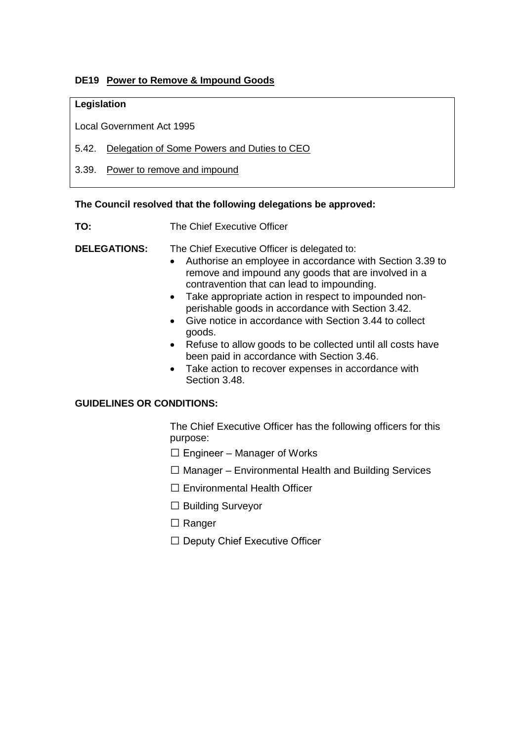### DE19 Power to Remove & Impound Goods

**Legislation**

Local Government Act 1995

5.42. Delegation of Some Powers and Duties to CEO

3.39. Power to remove and impound

**The Council resolved that the following delegations be approved:**

**TO:** The Chief Executive Officer

**DELEGATIONS:** The Chief Executive Officer is delegated to:

- Authorise an employee in accordance with Section 3.39 to remove and impound any goods that are involved in a contravention that can lead to impounding.
- Take appropriate action in respect to impounded non-perishable goods in accordance with Section 3.42.
- Give notice in accordance with Section 3.44 to collect goods.
- Refuse to allow goods to be collected until all costs have been paid in accordance with Section 3.46.
- Take action to recover expenses in accordance with Section 3.48.

**GUIDELINES OR CONDITIONS:**

The Chief Executive Officer has the following officers for this purpose:

☐ Engineer – Manager of Works

☐ Manager – Environmental Health and Building Services

☐ Environmental Health Officer

☐ Building Surveyor

☐ Ranger

☐ Deputy Chief Executive Officer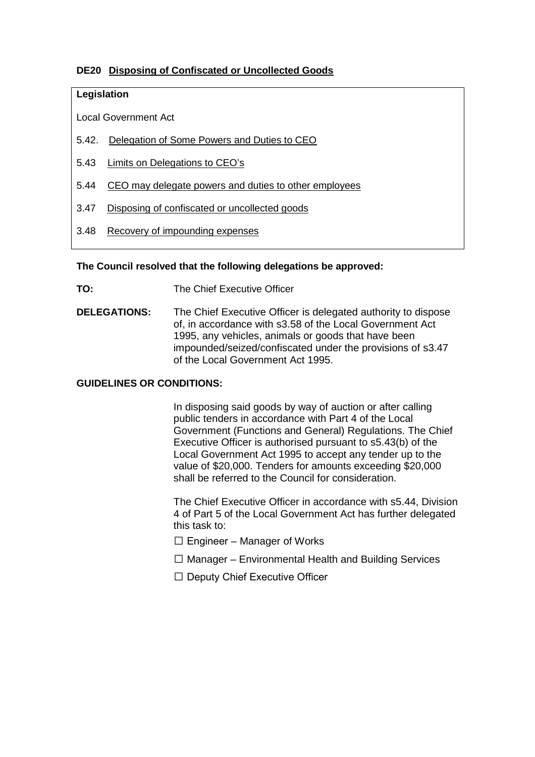### DE20 Disposing of Confiscated or Uncollected Goods

**Legislation**

Local Government Act

5.42. Delegation of Some Powers and Duties to CEO

5.43 Limits on Delegations to CEO's

5.44 CEO may delegate powers and duties to other employees

3.47 Disposing of confiscated or uncollected goods

3.48 Recovery of impounding expenses

**The Council resolved that the following delegations be approved:**

**TO:** The Chief Executive Officer

**DELEGATIONS:** The Chief Executive Officer is delegated authority to dispose of, in accordance with s3.58 of the Local Government Act 1995, any vehicles, animals or goods that have been impounded/seized/confiscated under the provisions of s3.47 of the Local Government Act 1995.

**GUIDELINES OR CONDITIONS:**

In disposing said goods by way of auction or after calling public tenders in accordance with Part 4 of the Local Government (Functions and General) Regulations. The Chief Executive Officer is authorised pursuant to s5.43(b) of the Local Government Act 1995 to accept any tender up to the value of $20,000. Tenders for amounts exceeding $20,000 shall be referred to the Council for consideration.

The Chief Executive Officer in accordance with s5.44, Division 4 of Part 5 of the Local Government Act has further delegated this task to:

- ☐ Engineer – Manager of Works
- ☐ Manager – Environmental Health and Building Services
- ☐ Deputy Chief Executive Officer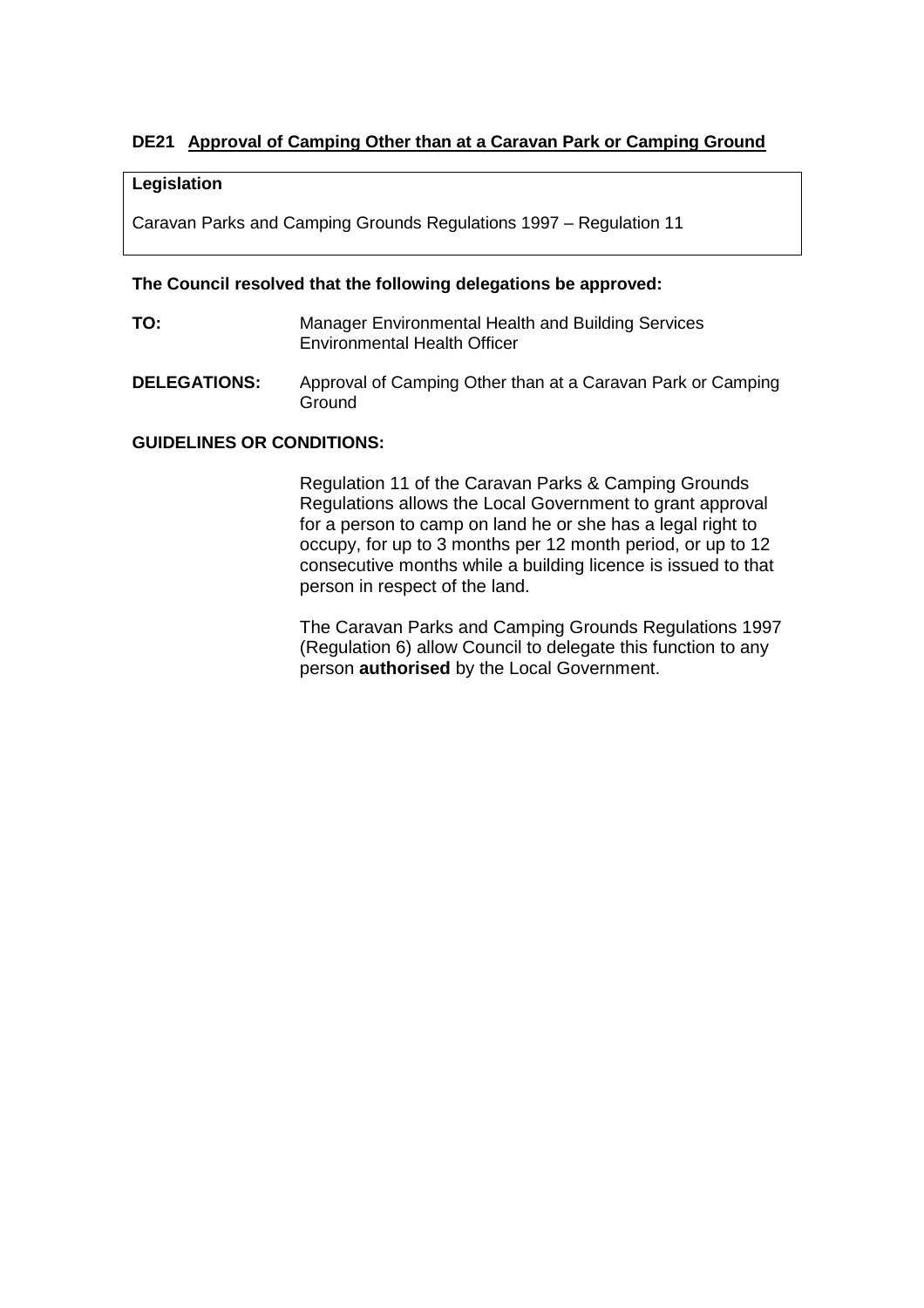## DE21 Approval of Camping Other than at a Caravan Park or Camping Ground

| **Legislation** |
| --- |
| Caravan Parks and Camping Grounds Regulations 1997 – Regulation 11 |

**The Council resolved that the following delegations be approved:**

**TO:** Manager Environmental Health and Building Services
Environmental Health Officer

**DELEGATIONS:** Approval of Camping Other than at a Caravan Park or Camping Ground

**GUIDELINES OR CONDITIONS:**

Regulation 11 of the Caravan Parks & Camping Grounds Regulations allows the Local Government to grant approval for a person to camp on land he or she has a legal right to occupy, for up to 3 months per 12 month period, or up to 12 consecutive months while a building licence is issued to that person in respect of the land.

The Caravan Parks and Camping Grounds Regulations 1997 (Regulation 6) allow Council to delegate this function to any person **authorised** by the Local Government.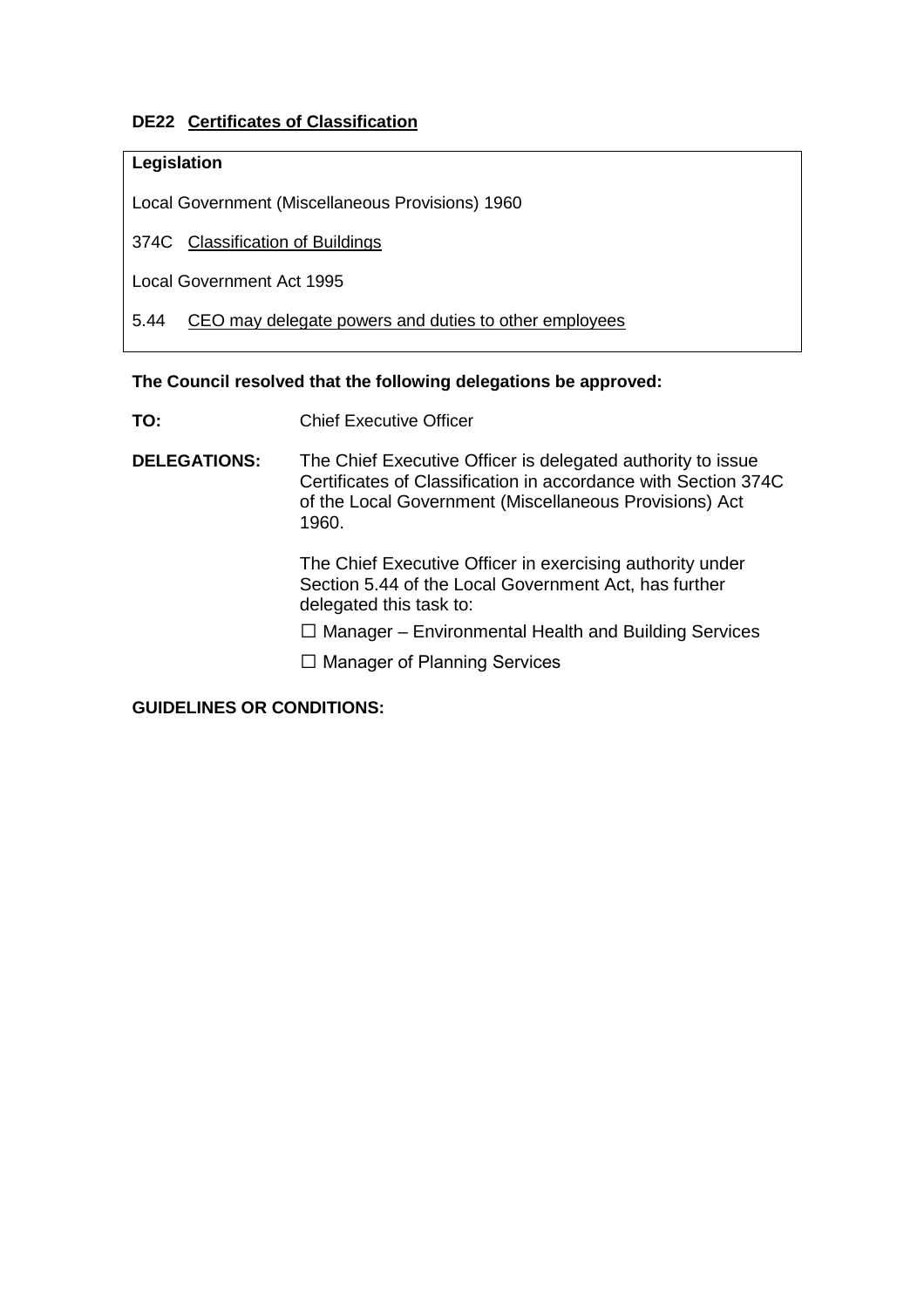### DE22 Certificates of Classification

| **Legislation** |
| --- |
| Local Government (Miscellaneous Provisions) 1960 |
| 374C Classification of Buildings |
| Local Government Act 1995 |
| 5.44 CEO may delegate powers and duties to other employees |

**The Council resolved that the following delegations be approved:**

**TO:** Chief Executive Officer

**DELEGATIONS:** The Chief Executive Officer is delegated authority to issue Certificates of Classification in accordance with Section 374C of the Local Government (Miscellaneous Provisions) Act 1960.

The Chief Executive Officer in exercising authority under Section 5.44 of the Local Government Act, has further delegated this task to:

☐ Manager – Environmental Health and Building Services

☐ Manager of Planning Services

**GUIDELINES OR CONDITIONS:**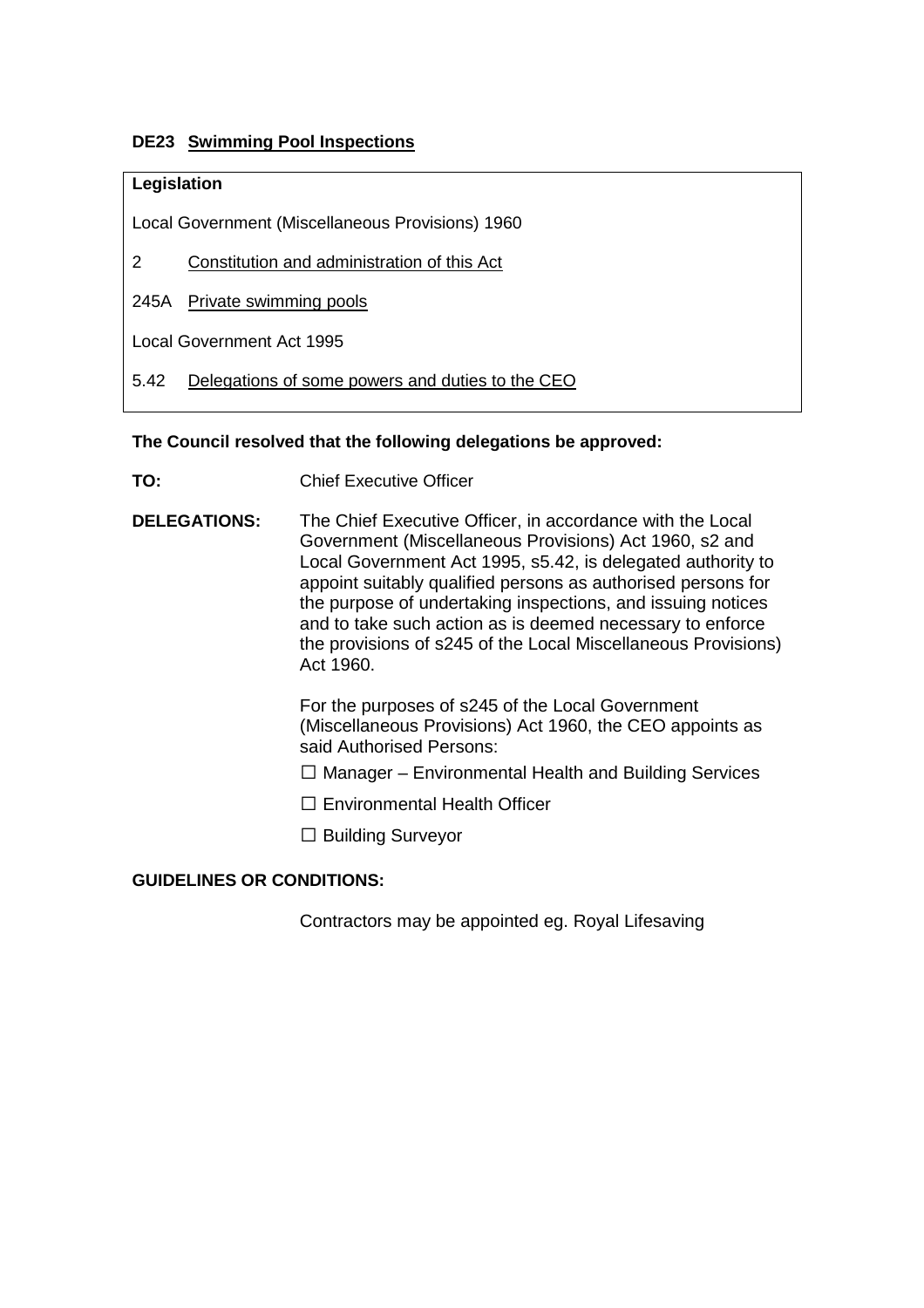### DE23 Swimming Pool Inspections

| **Legislation** | |
|---|---|
| Local Government (Miscellaneous Provisions) 1960 | |
| 2 | Constitution and administration of this Act |
| 245A | Private swimming pools |
| Local Government Act 1995 | |
| 5.42 | Delegations of some powers and duties to the CEO |

**The Council resolved that the following delegations be approved:**

**TO:** Chief Executive Officer

**DELEGATIONS:** The Chief Executive Officer, in accordance with the Local Government (Miscellaneous Provisions) Act 1960, s2 and Local Government Act 1995, s5.42, is delegated authority to appoint suitably qualified persons as authorised persons for the purpose of undertaking inspections, and issuing notices and to take such action as is deemed necessary to enforce the provisions of s245 of the Local Miscellaneous Provisions) Act 1960.

For the purposes of s245 of the Local Government (Miscellaneous Provisions) Act 1960, the CEO appoints as said Authorised Persons:

- ☐ Manager – Environmental Health and Building Services
- ☐ Environmental Health Officer
- ☐ Building Surveyor

**GUIDELINES OR CONDITIONS:**

Contractors may be appointed eg. Royal Lifesaving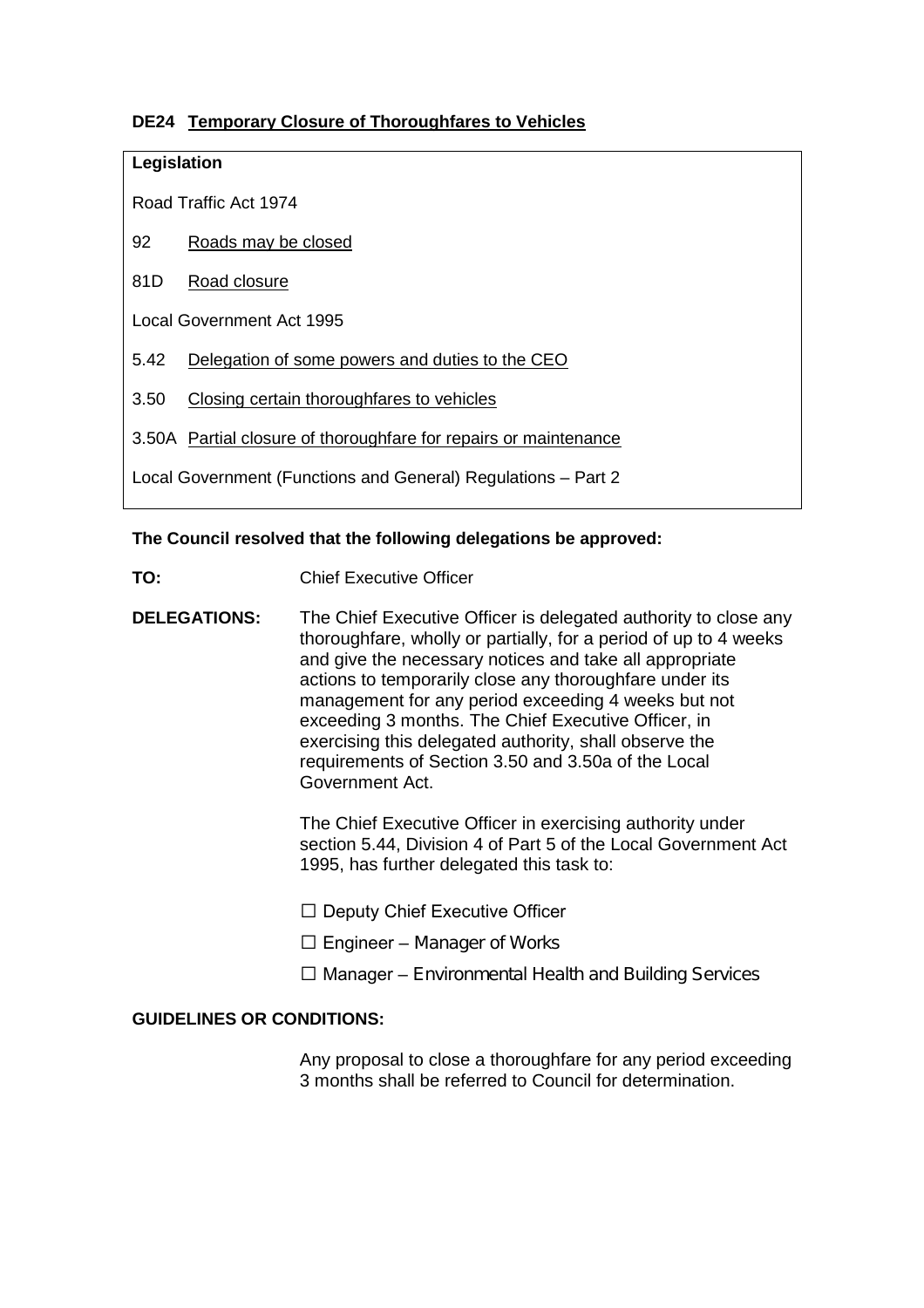## DE24 Temporary Closure of Thoroughfares to Vehicles

**Legislation**

Road Traffic Act 1974

92 Roads may be closed

81D Road closure

Local Government Act 1995

5.42 Delegation of some powers and duties to the CEO

3.50 Closing certain thoroughfares to vehicles

3.50A Partial closure of thoroughfare for repairs or maintenance

Local Government (Functions and General) Regulations – Part 2

**The Council resolved that the following delegations be approved:**

**TO:** Chief Executive Officer

**DELEGATIONS:** The Chief Executive Officer is delegated authority to close any thoroughfare, wholly or partially, for a period of up to 4 weeks and give the necessary notices and take all appropriate actions to temporarily close any thoroughfare under its management for any period exceeding 4 weeks but not exceeding 3 months. The Chief Executive Officer, in exercising this delegated authority, shall observe the requirements of Section 3.50 and 3.50a of the Local Government Act.

The Chief Executive Officer in exercising authority under section 5.44, Division 4 of Part 5 of the Local Government Act 1995, has further delegated this task to:

- ☐ Deputy Chief Executive Officer
- ☐ Engineer – Manager of Works
- ☐ Manager – Environmental Health and Building Services

**GUIDELINES OR CONDITIONS:**

Any proposal to close a thoroughfare for any period exceeding 3 months shall be referred to Council for determination.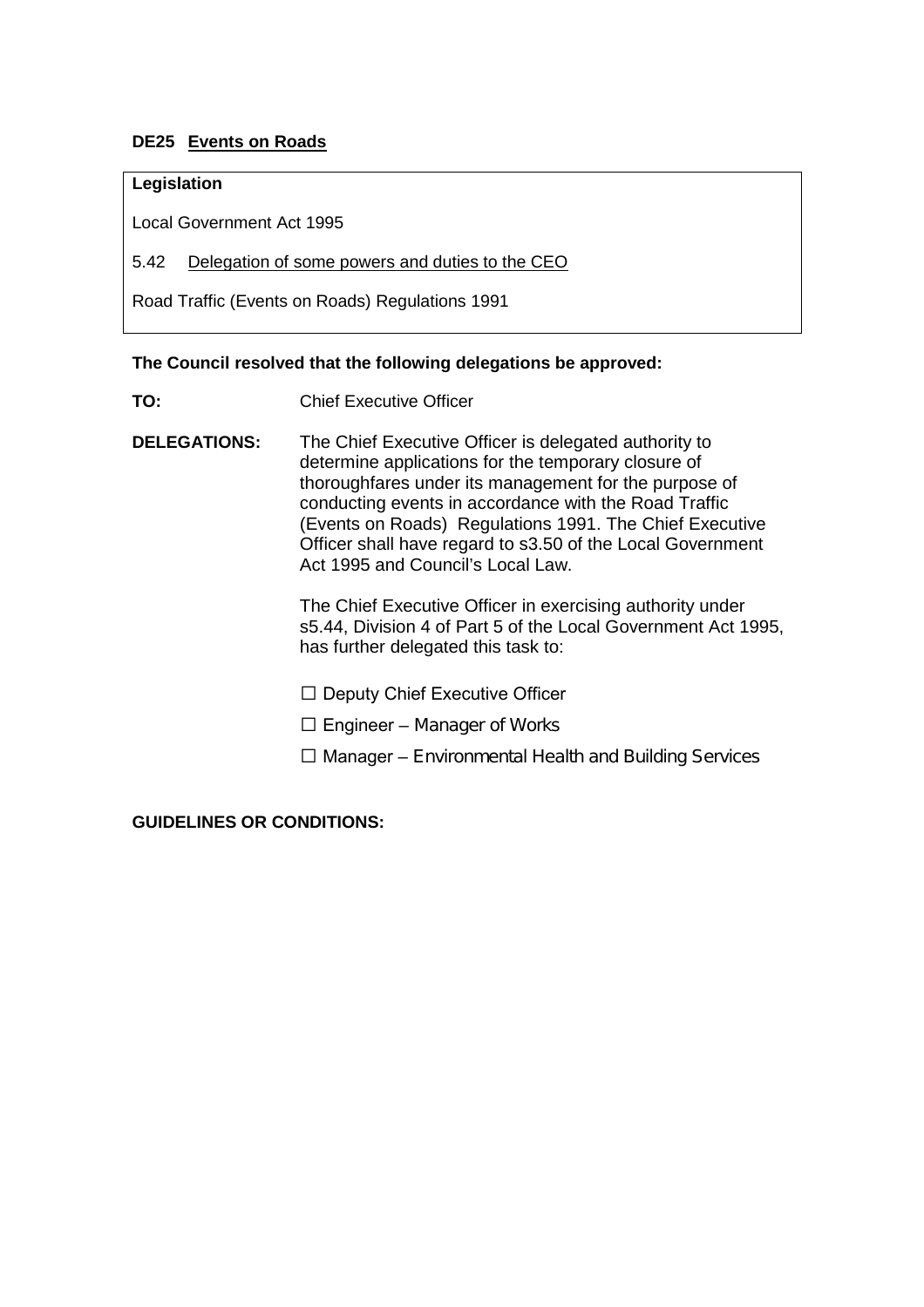## DE25 Events on Roads

| **Legislation** |
| --- |
| Local Government Act 1995 |
| 5.42 Delegation of some powers and duties to the CEO |
| Road Traffic (Events on Roads) Regulations 1991 |

**The Council resolved that the following delegations be approved:**

**TO:** Chief Executive Officer

**DELEGATIONS:** The Chief Executive Officer is delegated authority to determine applications for the temporary closure of thoroughfares under its management for the purpose of conducting events in accordance with the Road Traffic (Events on Roads) Regulations 1991. The Chief Executive Officer shall have regard to s3.50 of the Local Government Act 1995 and Council's Local Law.

The Chief Executive Officer in exercising authority under s5.44, Division 4 of Part 5 of the Local Government Act 1995, has further delegated this task to:

- ☐ Deputy Chief Executive Officer
- ☐ Engineer – Manager of Works
- ☐ Manager – Environmental Health and Building Services

**GUIDELINES OR CONDITIONS:**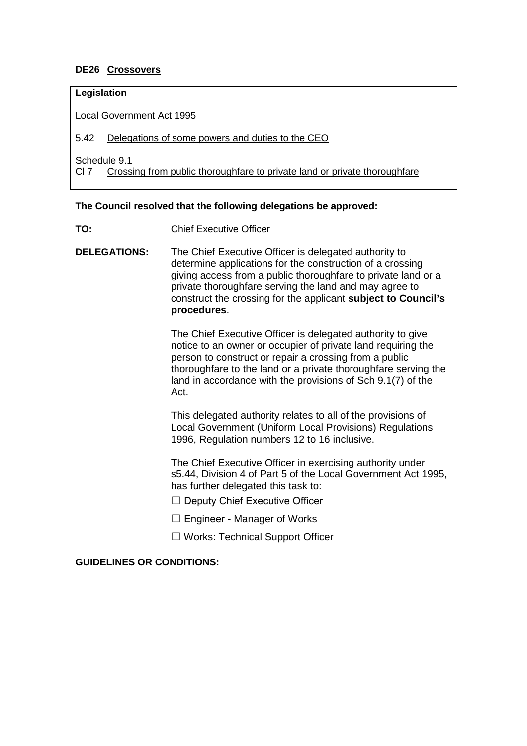### DE26 Crossovers

| **Legislation** |
| --- |
| Local Government Act 1995 |
| 5.42 Delegations of some powers and duties to the CEO |
| Schedule 9.1<br>Cl 7 Crossing from public thoroughfare to private land or private thoroughfare |

**The Council resolved that the following delegations be approved:**

**TO:** Chief Executive Officer

**DELEGATIONS:** The Chief Executive Officer is delegated authority to determine applications for the construction of a crossing giving access from a public thoroughfare to private land or a private thoroughfare serving the land and may agree to construct the crossing for the applicant **subject to Council's procedures**.

The Chief Executive Officer is delegated authority to give notice to an owner or occupier of private land requiring the person to construct or repair a crossing from a public thoroughfare to the land or a private thoroughfare serving the land in accordance with the provisions of Sch 9.1(7) of the Act.

This delegated authority relates to all of the provisions of Local Government (Uniform Local Provisions) Regulations 1996, Regulation numbers 12 to 16 inclusive.

The Chief Executive Officer in exercising authority under s5.44, Division 4 of Part 5 of the Local Government Act 1995, has further delegated this task to:

☐ Deputy Chief Executive Officer

☐ Engineer - Manager of Works

☐ Works: Technical Support Officer

**GUIDELINES OR CONDITIONS:**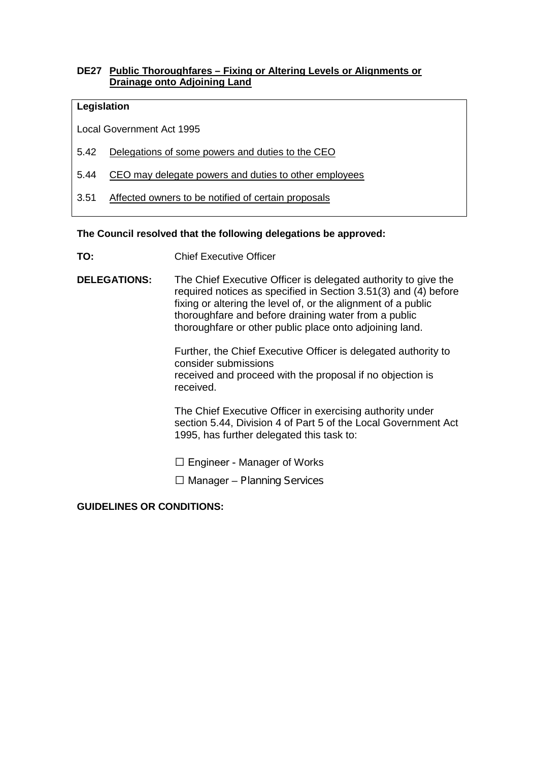**DE27 Public Thoroughfares – Fixing or Altering Levels or Alignments or Drainage onto Adjoining Land**

| **Legislation** | |
|---|---|
| Local Government Act 1995 | |
| 5.42 | Delegations of some powers and duties to the CEO |
| 5.44 | CEO may delegate powers and duties to other employees |
| 3.51 | Affected owners to be notified of certain proposals |

**The Council resolved that the following delegations be approved:**

**TO:** Chief Executive Officer

**DELEGATIONS:** The Chief Executive Officer is delegated authority to give the required notices as specified in Section 3.51(3) and (4) before fixing or altering the level of, or the alignment of a public thoroughfare and before draining water from a public thoroughfare or other public place onto adjoining land.

Further, the Chief Executive Officer is delegated authority to consider submissions
received and proceed with the proposal if no objection is received.

The Chief Executive Officer in exercising authority under section 5.44, Division 4 of Part 5 of the Local Government Act 1995, has further delegated this task to:

- ☐ Engineer - Manager of Works
- ☐ Manager – Planning Services

**GUIDELINES OR CONDITIONS:**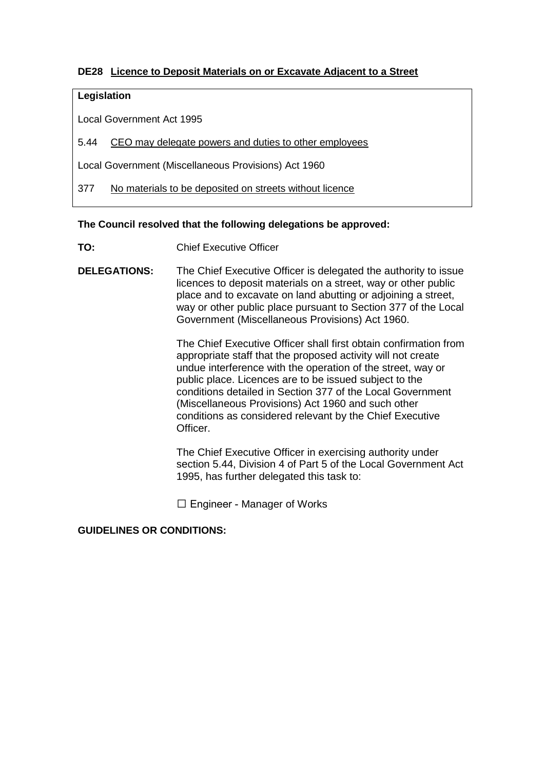## DE28 Licence to Deposit Materials on or Excavate Adjacent to a Street

**Legislation**

Local Government Act 1995

5.44 CEO may delegate powers and duties to other employees

Local Government (Miscellaneous Provisions) Act 1960

377 No materials to be deposited on streets without licence

**The Council resolved that the following delegations be approved:**

**TO:** Chief Executive Officer

**DELEGATIONS:** The Chief Executive Officer is delegated the authority to issue licences to deposit materials on a street, way or other public place and to excavate on land abutting or adjoining a street, way or other public place pursuant to Section 377 of the Local Government (Miscellaneous Provisions) Act 1960.

The Chief Executive Officer shall first obtain confirmation from appropriate staff that the proposed activity will not create undue interference with the operation of the street, way or public place. Licences are to be issued subject to the conditions detailed in Section 377 of the Local Government (Miscellaneous Provisions) Act 1960 and such other conditions as considered relevant by the Chief Executive Officer.

The Chief Executive Officer in exercising authority under section 5.44, Division 4 of Part 5 of the Local Government Act 1995, has further delegated this task to:

☐ Engineer - Manager of Works

**GUIDELINES OR CONDITIONS:**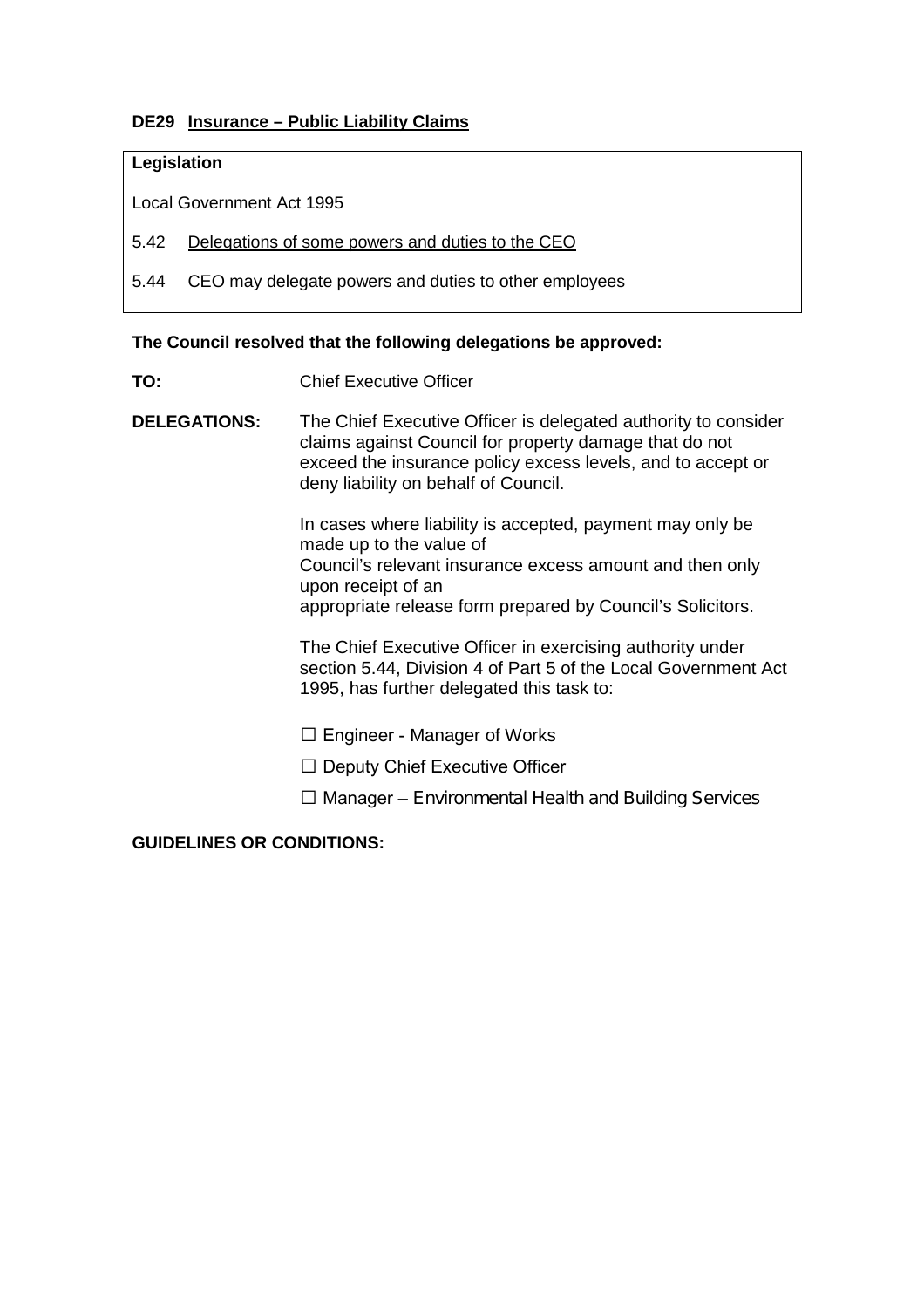### DE29 Insurance – Public Liability Claims

**Legislation**

Local Government Act 1995

5.42 Delegations of some powers and duties to the CEO

5.44 CEO may delegate powers and duties to other employees

**The Council resolved that the following delegations be approved:**

**TO:** Chief Executive Officer

**DELEGATIONS:** The Chief Executive Officer is delegated authority to consider claims against Council for property damage that do not exceed the insurance policy excess levels, and to accept or deny liability on behalf of Council.

In cases where liability is accepted, payment may only be made up to the value of
Council's relevant insurance excess amount and then only upon receipt of an
appropriate release form prepared by Council's Solicitors.

The Chief Executive Officer in exercising authority under section 5.44, Division 4 of Part 5 of the Local Government Act 1995, has further delegated this task to:

- ☐ Engineer - Manager of Works
- ☐ Deputy Chief Executive Officer
- ☐ Manager – Environmental Health and Building Services

**GUIDELINES OR CONDITIONS:**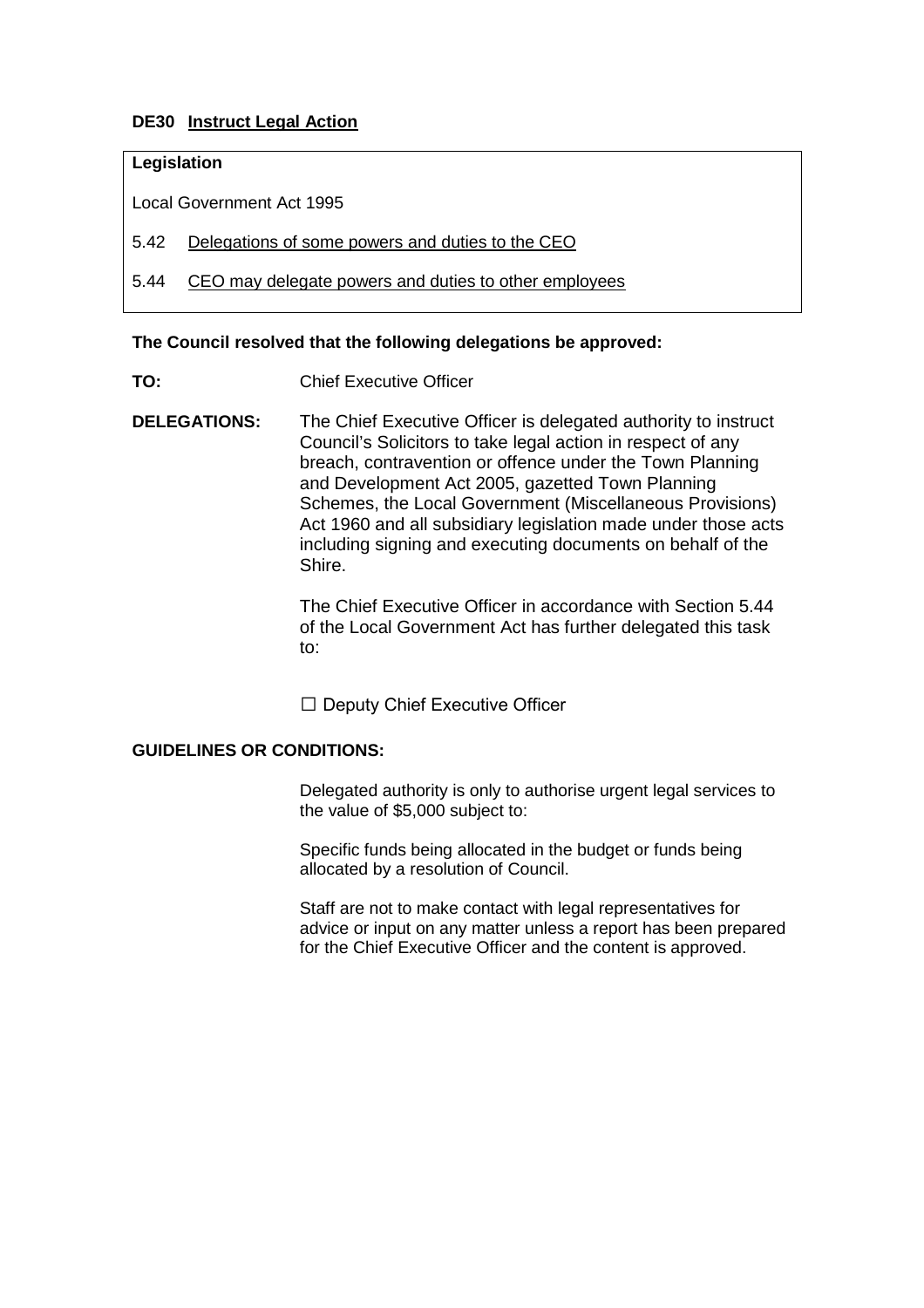**DE30 Instruct Legal Action**

| **Legislation** |
| --- |
| Local Government Act 1995 |
| 5.42 Delegations of some powers and duties to the CEO |
| 5.44 CEO may delegate powers and duties to other employees |

**The Council resolved that the following delegations be approved:**

**TO:** Chief Executive Officer

**DELEGATIONS:** The Chief Executive Officer is delegated authority to instruct Council's Solicitors to take legal action in respect of any breach, contravention or offence under the Town Planning and Development Act 2005, gazetted Town Planning Schemes, the Local Government (Miscellaneous Provisions) Act 1960 and all subsidiary legislation made under those acts including signing and executing documents on behalf of the Shire.

The Chief Executive Officer in accordance with Section 5.44 of the Local Government Act has further delegated this task to:

☐ Deputy Chief Executive Officer

**GUIDELINES OR CONDITIONS:**

Delegated authority is only to authorise urgent legal services to the value of $5,000 subject to:

Specific funds being allocated in the budget or funds being allocated by a resolution of Council.

Staff are not to make contact with legal representatives for advice or input on any matter unless a report has been prepared for the Chief Executive Officer and the content is approved.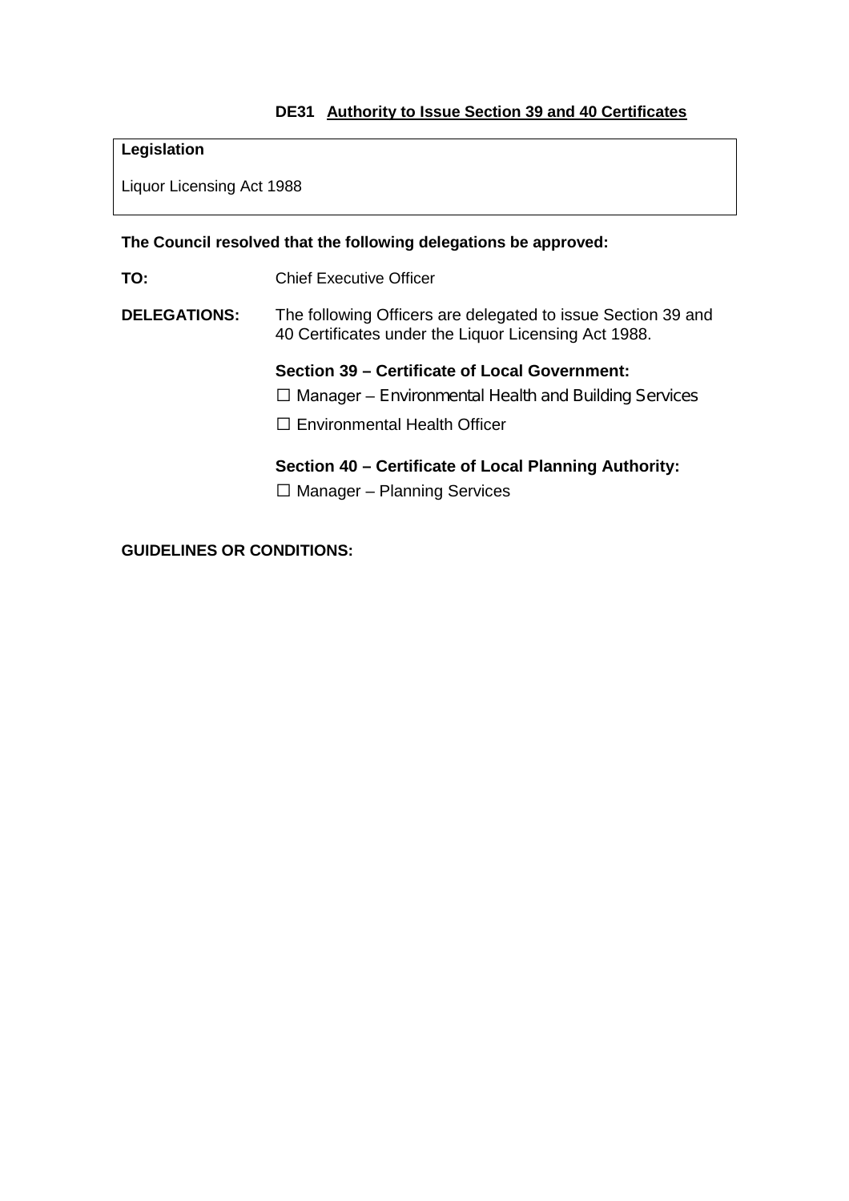## DE31 Authority to Issue Section 39 and 40 Certificates

**Legislation**

Liquor Licensing Act 1988

**The Council resolved that the following delegations be approved:**

**TO:** Chief Executive Officer

**DELEGATIONS:** The following Officers are delegated to issue Section 39 and 40 Certificates under the Liquor Licensing Act 1988.

**Section 39 – Certificate of Local Government:**

- ☐ Manager – Environmental Health and Building Services
- ☐ Environmental Health Officer

**Section 40 – Certificate of Local Planning Authority:**

- ☐ Manager – Planning Services

**GUIDELINES OR CONDITIONS:**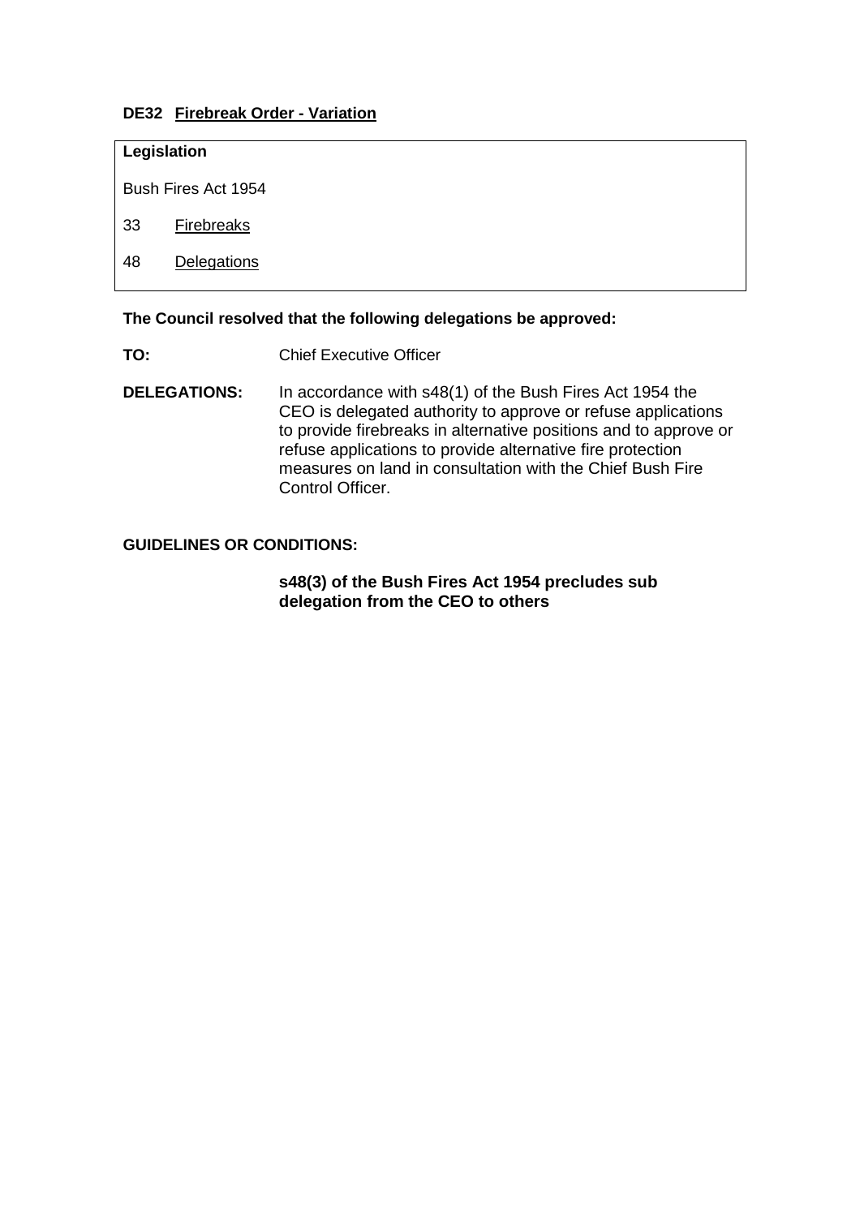### DE32 Firebreak Order - Variation

**Legislation**

Bush Fires Act 1954

33 Firebreaks

48 Delegations

**The Council resolved that the following delegations be approved:**

**TO:** Chief Executive Officer

**DELEGATIONS:** In accordance with s48(1) of the Bush Fires Act 1954 the CEO is delegated authority to approve or refuse applications to provide firebreaks in alternative positions and to approve or refuse applications to provide alternative fire protection measures on land in consultation with the Chief Bush Fire Control Officer.

**GUIDELINES OR CONDITIONS:**

**s48(3) of the Bush Fires Act 1954 precludes sub delegation from the CEO to others**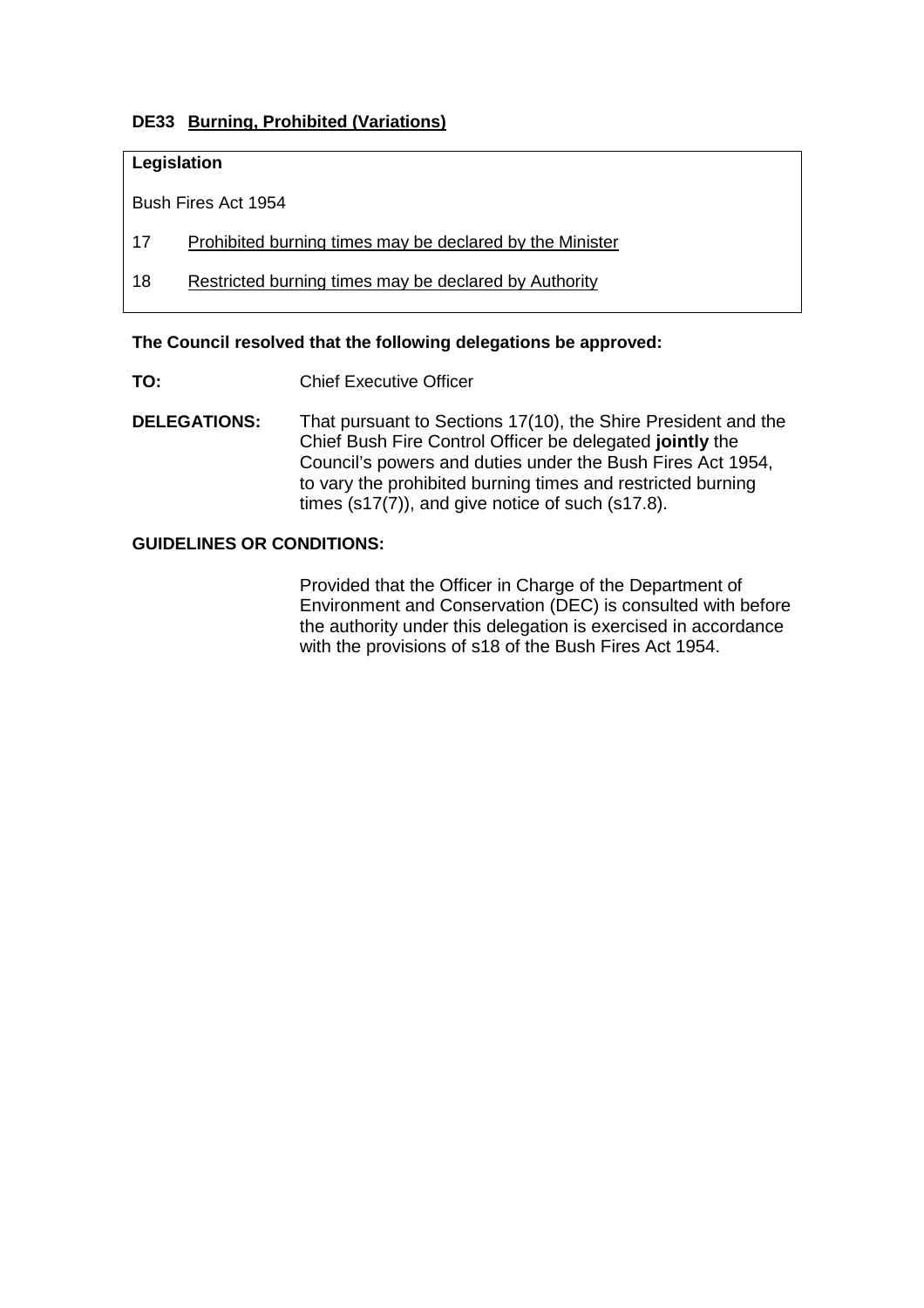### DE33 Burning, Prohibited (Variations)

| **Legislation** |
|---|
| Bush Fires Act 1954 |
| 17 Prohibited burning times may be declared by the Minister |
| 18 Restricted burning times may be declared by Authority |

**The Council resolved that the following delegations be approved:**

**TO:** Chief Executive Officer

**DELEGATIONS:** That pursuant to Sections 17(10), the Shire President and the Chief Bush Fire Control Officer be delegated **jointly** the Council's powers and duties under the Bush Fires Act 1954, to vary the prohibited burning times and restricted burning times (s17(7)), and give notice of such (s17.8).

**GUIDELINES OR CONDITIONS:**

Provided that the Officer in Charge of the Department of Environment and Conservation (DEC) is consulted with before the authority under this delegation is exercised in accordance with the provisions of s18 of the Bush Fires Act 1954.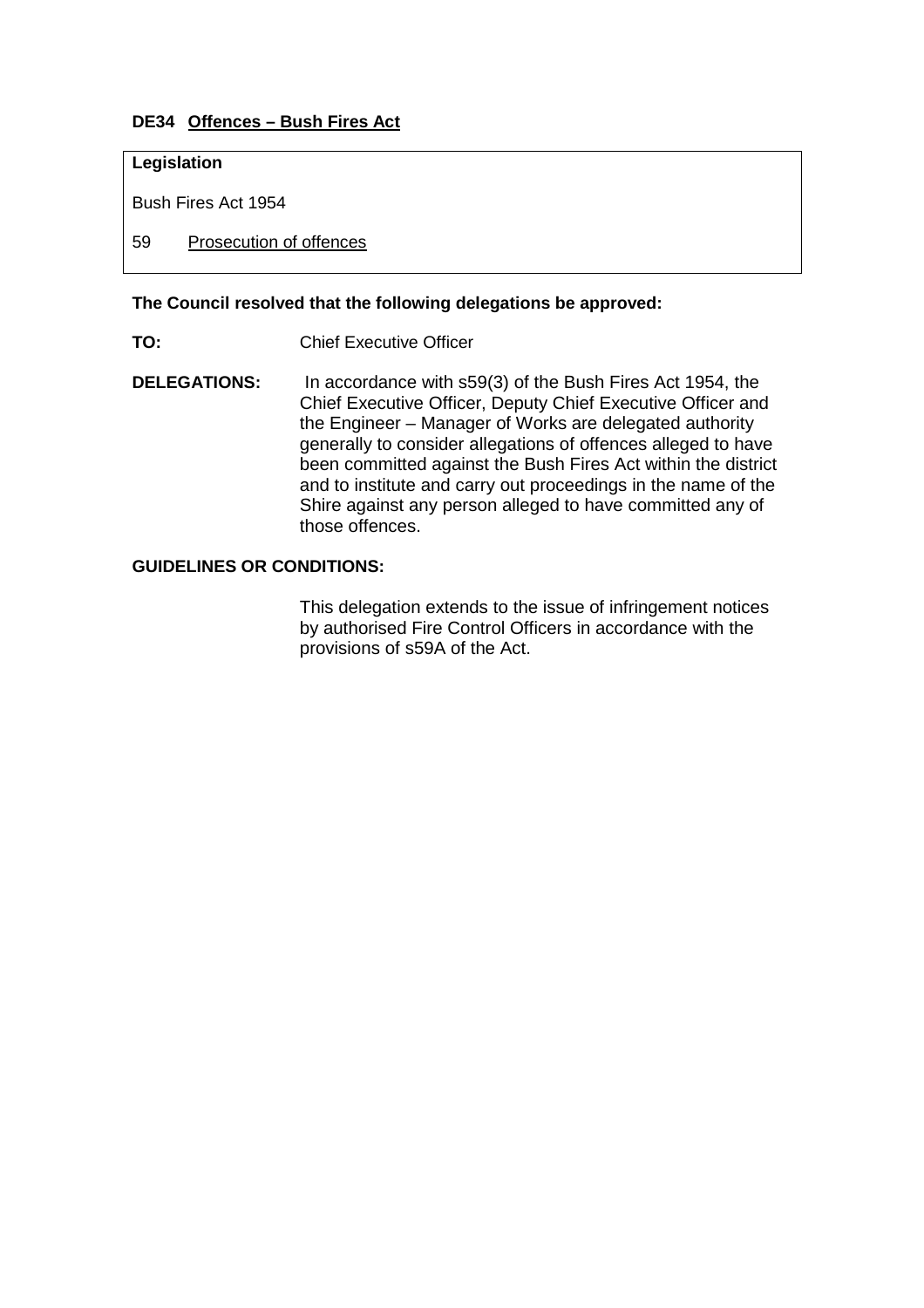### DE34 Offences – Bush Fires Act

| **Legislation** |
| --- |
| Bush Fires Act 1954 |
| 59 Prosecution of offences |

**The Council resolved that the following delegations be approved:**

**TO:** Chief Executive Officer

**DELEGATIONS:** In accordance with s59(3) of the Bush Fires Act 1954, the Chief Executive Officer, Deputy Chief Executive Officer and the Engineer – Manager of Works are delegated authority generally to consider allegations of offences alleged to have been committed against the Bush Fires Act within the district and to institute and carry out proceedings in the name of the Shire against any person alleged to have committed any of those offences.

**GUIDELINES OR CONDITIONS:**

This delegation extends to the issue of infringement notices by authorised Fire Control Officers in accordance with the provisions of s59A of the Act.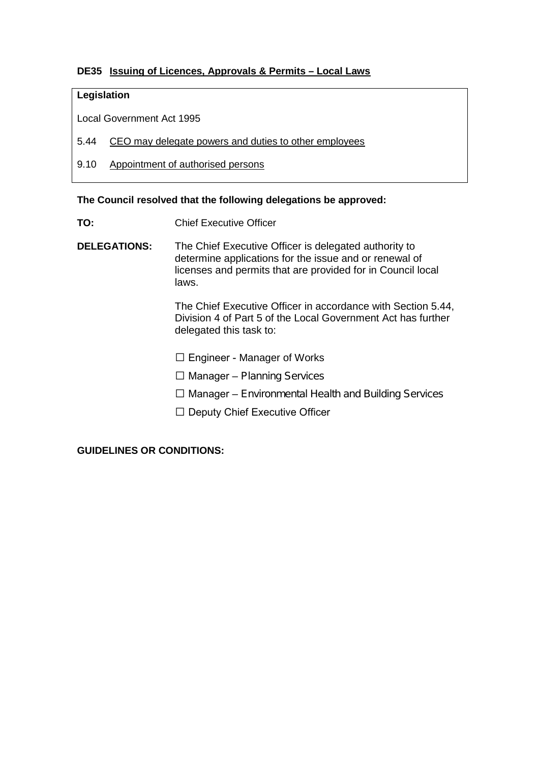**DE35 Issuing of Licences, Approvals & Permits – Local Laws**

| **Legislation** |
|---|
| Local Government Act 1995 |
| 5.44 CEO may delegate powers and duties to other employees |
| 9.10 Appointment of authorised persons |

**The Council resolved that the following delegations be approved:**

**TO:** Chief Executive Officer

**DELEGATIONS:** The Chief Executive Officer is delegated authority to determine applications for the issue and or renewal of licenses and permits that are provided for in Council local laws.

The Chief Executive Officer in accordance with Section 5.44, Division 4 of Part 5 of the Local Government Act has further delegated this task to:

- ☐ Engineer - Manager of Works
- ☐ Manager – Planning Services
- ☐ Manager – Environmental Health and Building Services
- ☐ Deputy Chief Executive Officer

**GUIDELINES OR CONDITIONS:**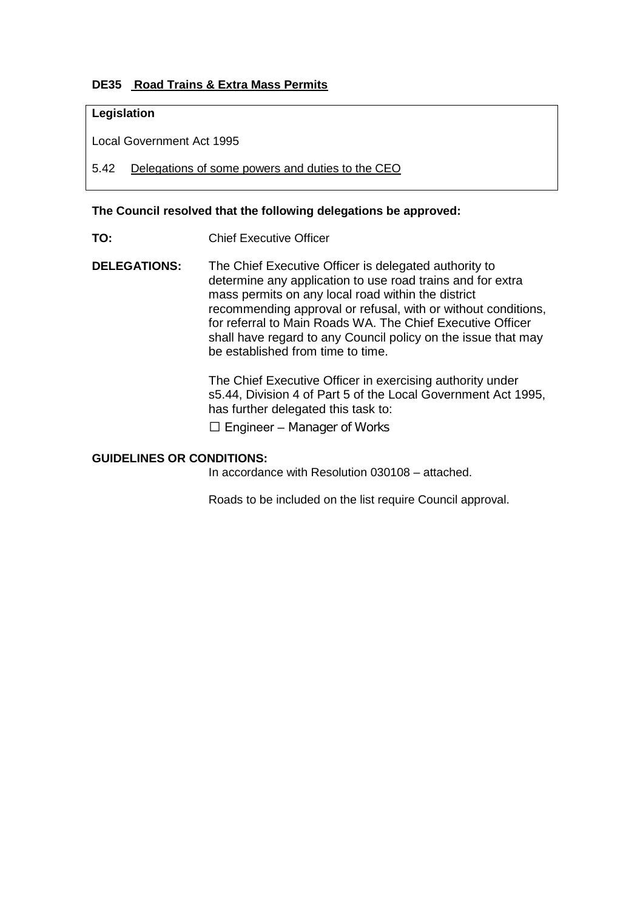### DE35 Road Trains & Extra Mass Permits

| **Legislation** |
|---|
| Local Government Act 1995 |
| 5.42 Delegations of some powers and duties to the CEO |

**The Council resolved that the following delegations be approved:**

**TO:** Chief Executive Officer

**DELEGATIONS:** The Chief Executive Officer is delegated authority to determine any application to use road trains and for extra mass permits on any local road within the district recommending approval or refusal, with or without conditions, for referral to Main Roads WA. The Chief Executive Officer shall have regard to any Council policy on the issue that may be established from time to time.

The Chief Executive Officer in exercising authority under s5.44, Division 4 of Part 5 of the Local Government Act 1995, has further delegated this task to:

☐ Engineer – Manager of Works

**GUIDELINES OR CONDITIONS:**

In accordance with Resolution 030108 – attached.

Roads to be included on the list require Council approval.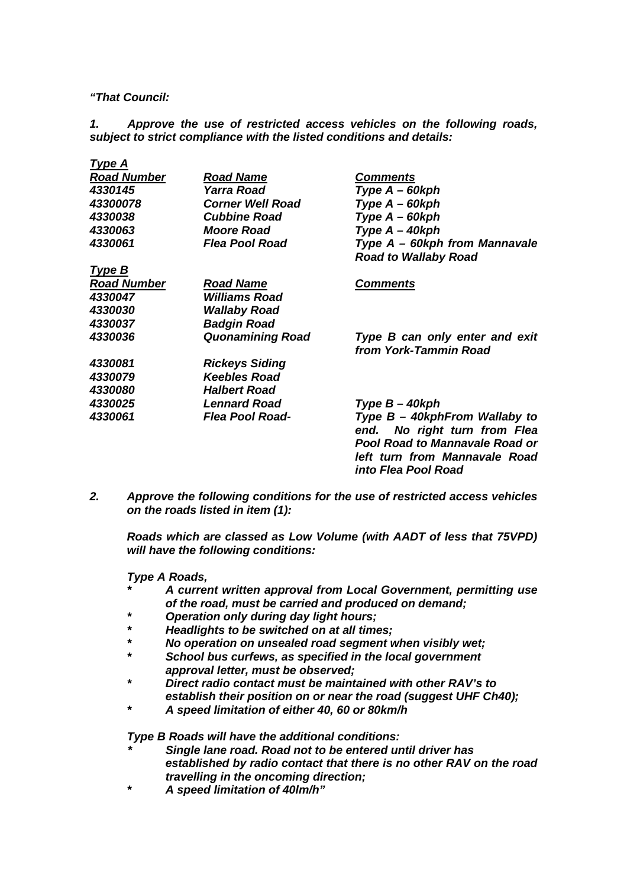*"That Council:*

*1. Approve the use of restricted access vehicles on the following roads, subject to strict compliance with the listed conditions and details:*

***Type A***

| ***Road Number*** | ***Road Name*** | ***Comments*** |
|---|---|---|
| *4330145* | *Yarra Road* | *Type A – 60kph* |
| *43300078* | *Corner Well Road* | *Type A – 60kph* |
| *4330038* | *Cubbine Road* | *Type A – 60kph* |
| *4330063* | *Moore Road* | *Type A – 40kph* |
| *4330061* | *Flea Pool Road* | *Type A – 60kph from Mannavale Road to Wallaby Road* |

***Type B***

| ***Road Number*** | ***Road Name*** | ***Comments*** |
|---|---|---|
| *4330047* | *Williams Road* | |
| *4330030* | *Wallaby Road* | |
| *4330037* | *Badgin Road* | |
| *4330036* | *Quonamining Road* | *Type B can only enter and exit from York-Tammin Road* |
| *4330081* | *Rickeys Siding* | |
| *4330079* | *Keebles Road* | |
| *4330080* | *Halbert Road* | |
| *4330025* | *Lennard Road* | *Type B – 40kph* |
| *4330061* | *Flea Pool Road-* | *Type B – 40kphFrom Wallaby to end. No right turn from Flea Pool Road to Mannavale Road or left turn from Mannavale Road into Flea Pool Road* |

*2. Approve the following conditions for the use of restricted access vehicles on the roads listed in item (1):*

*Roads which are classed as Low Volume (with AADT of less that 75VPD) will have the following conditions:*

*Type A Roads,*

* *A current written approval from Local Government, permitting use of the road, must be carried and produced on demand;*
* *Operation only during day light hours;*
* *Headlights to be switched on at all times;*
* *No operation on unsealed road segment when visibly wet;*
* *School bus curfews, as specified in the local government approval letter, must be observed;*
* *Direct radio contact must be maintained with other RAV's to establish their position on or near the road (suggest UHF Ch40);*
* *A speed limitation of either 40, 60 or 80km/h*

*Type B Roads will have the additional conditions:*

* *Single lane road. Road not to be entered until driver has established by radio contact that there is no other RAV on the road travelling in the oncoming direction;*
* *A speed limitation of 40lm/h"*